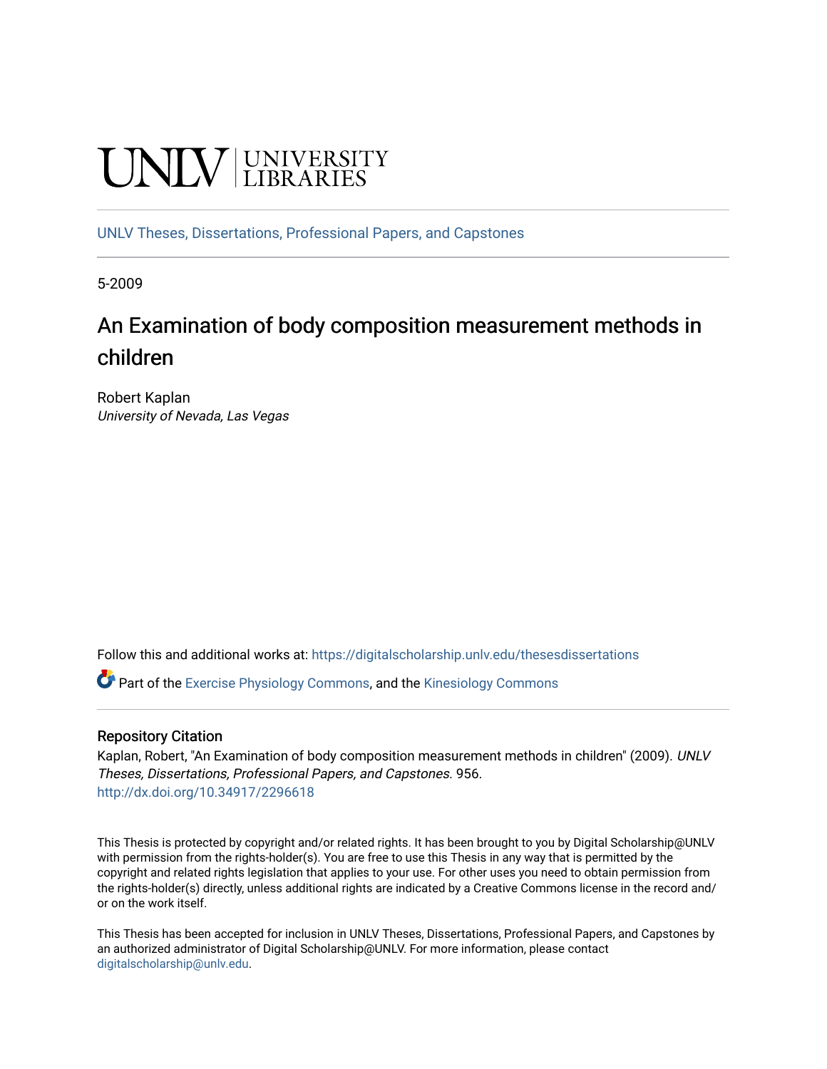UNLV | UNIVERSITY LIBRARIES

UNLV Theses, Dissertations, Professional Papers, and Capstones

5-2009

# An Examination of body composition measurement methods in children

Robert Kaplan
*University of Nevada, Las Vegas*

Follow this and additional works at: https://digitalscholarship.unlv.edu/thesesdissertations

Part of the Exercise Physiology Commons, and the Kinesiology Commons

## Repository Citation

Kaplan, Robert, "An Examination of body composition measurement methods in children" (2009). *UNLV Theses, Dissertations, Professional Papers, and Capstones*. 956.
http://dx.doi.org/10.34917/2296618

This Thesis is protected by copyright and/or related rights. It has been brought to you by Digital Scholarship@UNLV with permission from the rights-holder(s). You are free to use this Thesis in any way that is permitted by the copyright and related rights legislation that applies to your use. For other uses you need to obtain permission from the rights-holder(s) directly, unless additional rights are indicated by a Creative Commons license in the record and/or on the work itself.

This Thesis has been accepted for inclusion in UNLV Theses, Dissertations, Professional Papers, and Capstones by an authorized administrator of Digital Scholarship@UNLV. For more information, please contact digitalscholarship@unlv.edu.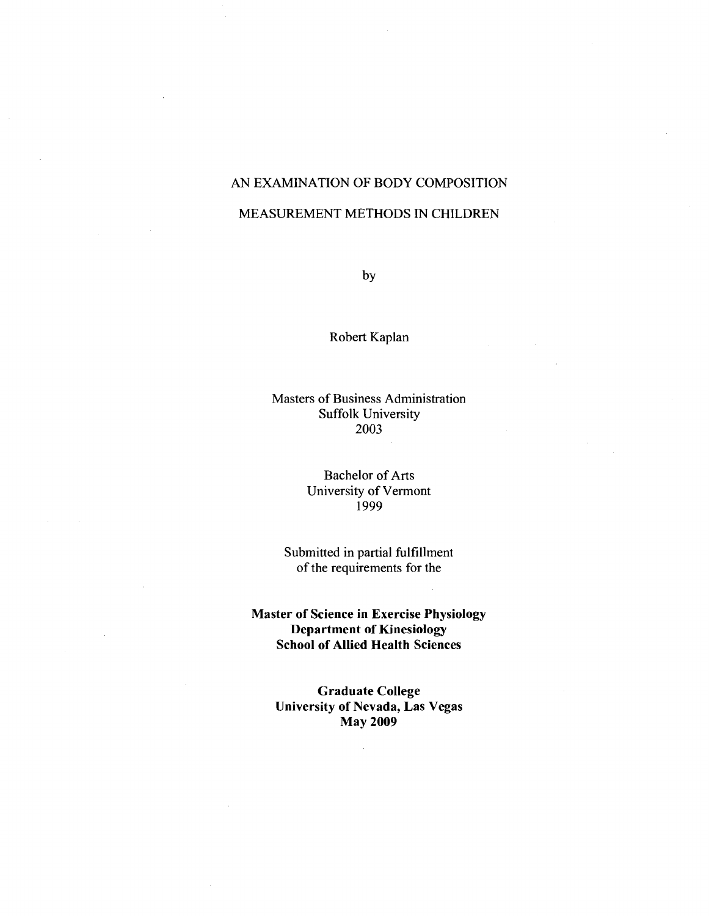# AN EXAMINATION OF BODY COMPOSITION MEASUREMENT METHODS IN CHILDREN

by

Robert Kaplan

Masters of Business Administration
Suffolk University
2003

Bachelor of Arts
University of Vermont
1999

Submitted in partial fulfillment
of the requirements for the

**Master of Science in Exercise Physiology**
**Department of Kinesiology**
**School of Allied Health Sciences**

**Graduate College**
**University of Nevada, Las Vegas**
**May 2009**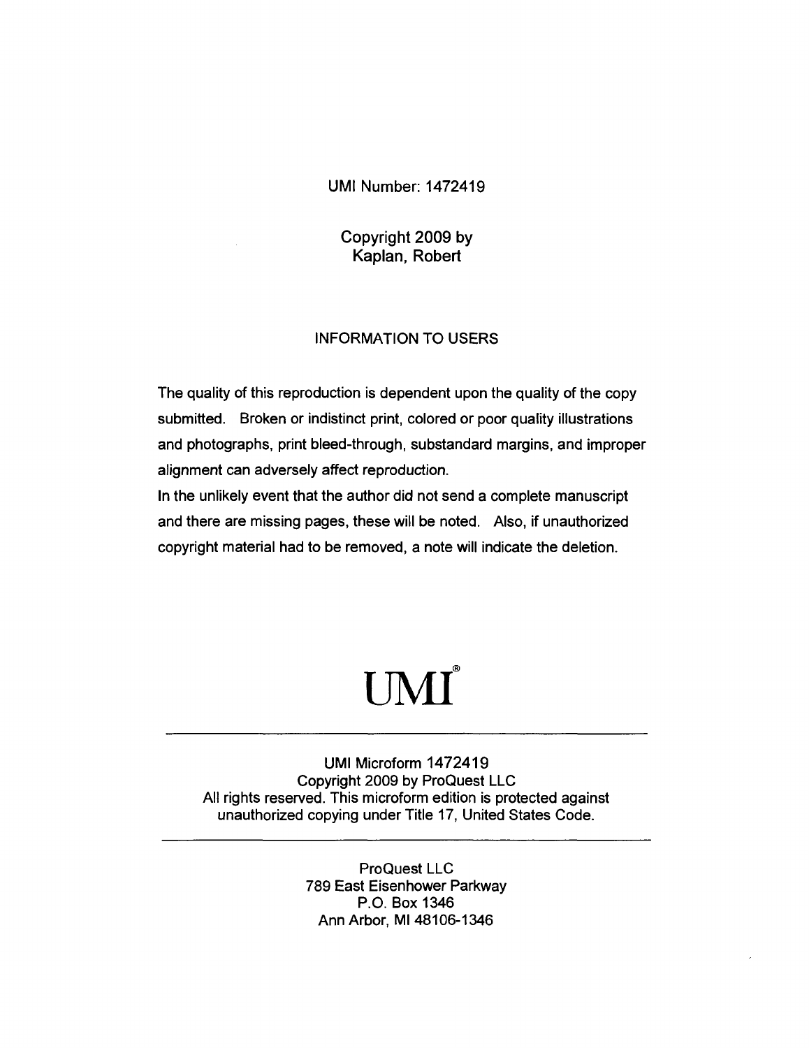UMI Number: 1472419

Copyright 2009 by
Kaplan, Robert

INFORMATION TO USERS

The quality of this reproduction is dependent upon the quality of the copy submitted. Broken or indistinct print, colored or poor quality illustrations and photographs, print bleed-through, substandard margins, and improper alignment can adversely affect reproduction.

In the unlikely event that the author did not send a complete manuscript and there are missing pages, these will be noted. Also, if unauthorized copyright material had to be removed, a note will indicate the deletion.

UMI®

---

UMI Microform 1472419
Copyright 2009 by ProQuest LLC
All rights reserved. This microform edition is protected against unauthorized copying under Title 17, United States Code.

---

ProQuest LLC
789 East Eisenhower Parkway
P.O. Box 1346
Ann Arbor, MI 48106-1346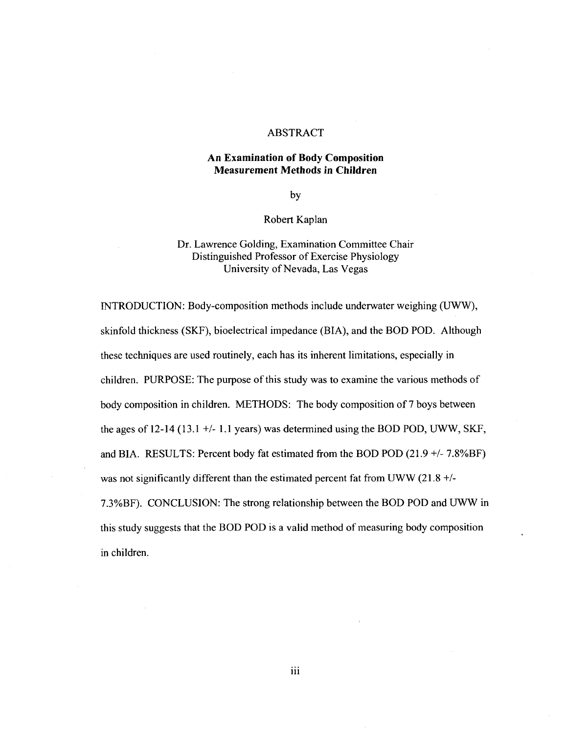## ABSTRACT

### An Examination of Body Composition Measurement Methods in Children

by

Robert Kaplan

Dr. Lawrence Golding, Examination Committee Chair
Distinguished Professor of Exercise Physiology
University of Nevada, Las Vegas

INTRODUCTION: Body-composition methods include underwater weighing (UWW), skinfold thickness (SKF), bioelectrical impedance (BIA), and the BOD POD. Although these techniques are used routinely, each has its inherent limitations, especially in children. PURPOSE: The purpose of this study was to examine the various methods of body composition in children. METHODS: The body composition of 7 boys between the ages of 12-14 (13.1 +/- 1.1 years) was determined using the BOD POD, UWW, SKF, and BIA. RESULTS: Percent body fat estimated from the BOD POD (21.9 +/- 7.8%BF) was not significantly different than the estimated percent fat from UWW (21.8 +/- 7.3%BF). CONCLUSION: The strong relationship between the BOD POD and UWW in this study suggests that the BOD POD is a valid method of measuring body composition in children.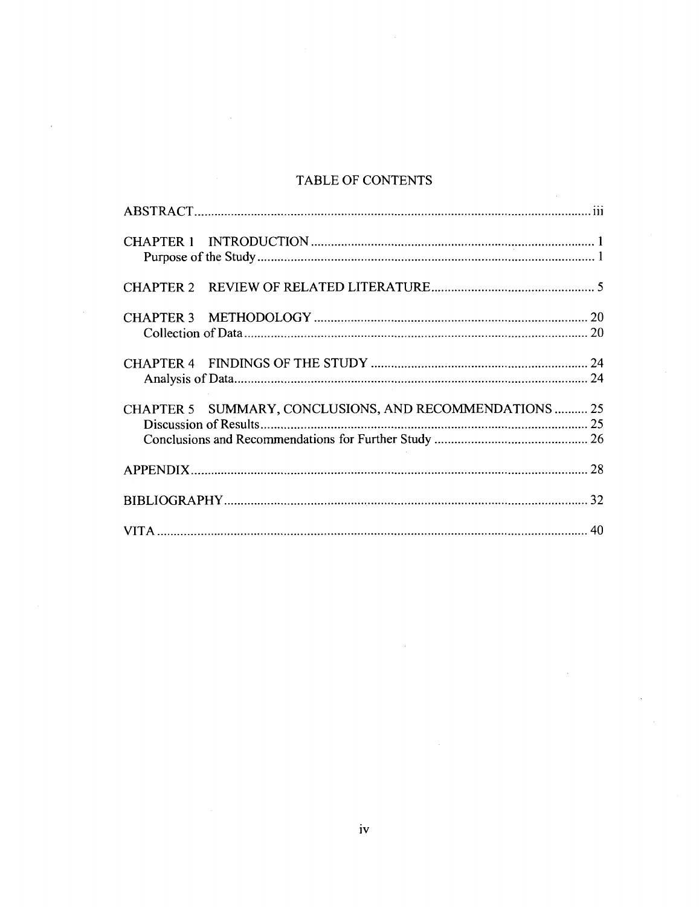# TABLE OF CONTENTS

ABSTRACT ........................................................................................................ iii

CHAPTER 1 INTRODUCTION ..................................................................... 1
- Purpose of the Study ..................................................................................... 1

CHAPTER 2 REVIEW OF RELATED LITERATURE ................................................ 5

CHAPTER 3 METHODOLOGY .................................................................... 20
- Collection of Data ....................................................................................... 20

CHAPTER 4 FINDINGS OF THE STUDY ................................................................ 24
- Analysis of Data .......................................................................................... 24

CHAPTER 5 SUMMARY, CONCLUSIONS, AND RECOMMENDATIONS .......... 25
- Discussion of Results .................................................................................. 25
- Conclusions and Recommendations for Further Study .............................................. 26

APPENDIX ........................................................................................................ 28

BIBLIOGRAPHY ............................................................................................... 32

VITA ................................................................................................................. 40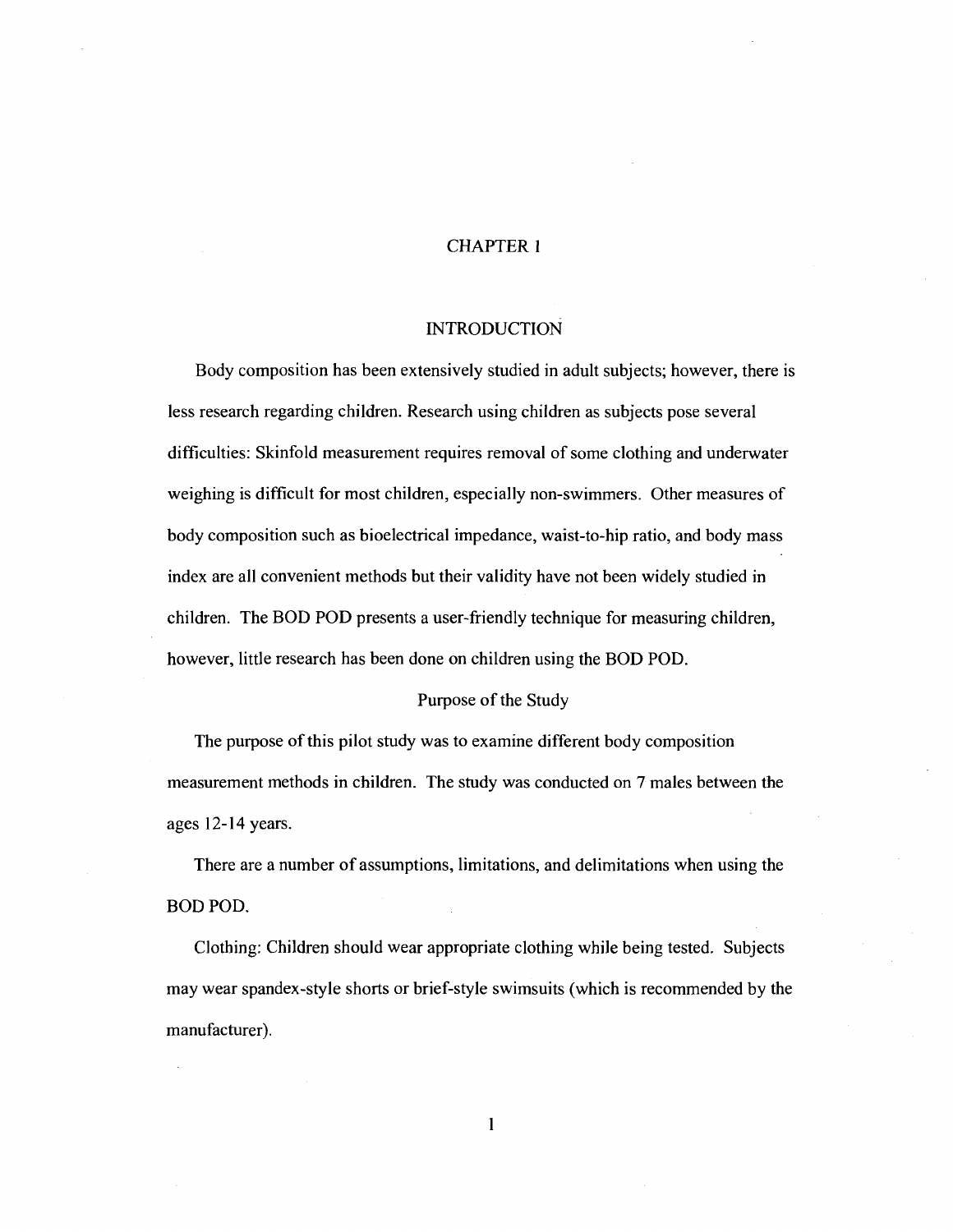# CHAPTER 1

## INTRODUCTION

Body composition has been extensively studied in adult subjects; however, there is less research regarding children. Research using children as subjects pose several difficulties: Skinfold measurement requires removal of some clothing and underwater weighing is difficult for most children, especially non-swimmers. Other measures of body composition such as bioelectrical impedance, waist-to-hip ratio, and body mass index are all convenient methods but their validity have not been widely studied in children. The BOD POD presents a user-friendly technique for measuring children, however, little research has been done on children using the BOD POD.

### Purpose of the Study

The purpose of this pilot study was to examine different body composition measurement methods in children. The study was conducted on 7 males between the ages 12-14 years.

There are a number of assumptions, limitations, and delimitations when using the BOD POD.

Clothing: Children should wear appropriate clothing while being tested. Subjects may wear spandex-style shorts or brief-style swimsuits (which is recommended by the manufacturer).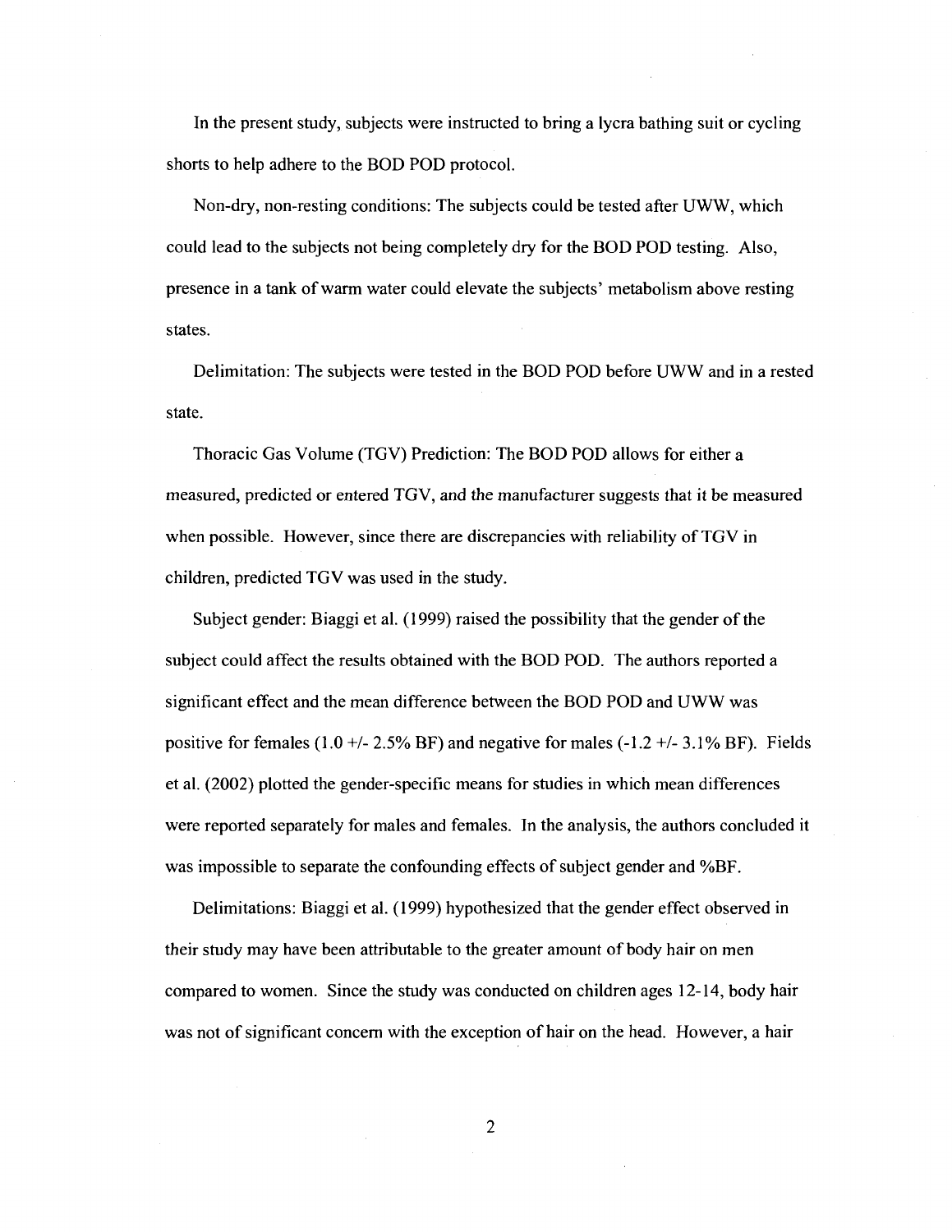In the present study, subjects were instructed to bring a lycra bathing suit or cycling shorts to help adhere to the BOD POD protocol.

Non-dry, non-resting conditions: The subjects could be tested after UWW, which could lead to the subjects not being completely dry for the BOD POD testing. Also, presence in a tank of warm water could elevate the subjects' metabolism above resting states.

Delimitation: The subjects were tested in the BOD POD before UWW and in a rested state.

Thoracic Gas Volume (TGV) Prediction: The BOD POD allows for either a measured, predicted or entered TGV, and the manufacturer suggests that it be measured when possible. However, since there are discrepancies with reliability of TGV in children, predicted TGV was used in the study.

Subject gender: Biaggi et al. (1999) raised the possibility that the gender of the subject could affect the results obtained with the BOD POD. The authors reported a significant effect and the mean difference between the BOD POD and UWW was positive for females (1.0 +/- 2.5% BF) and negative for males (-1.2 +/- 3.1% BF). Fields et al. (2002) plotted the gender-specific means for studies in which mean differences were reported separately for males and females. In the analysis, the authors concluded it was impossible to separate the confounding effects of subject gender and %BF.

Delimitations: Biaggi et al. (1999) hypothesized that the gender effect observed in their study may have been attributable to the greater amount of body hair on men compared to women. Since the study was conducted on children ages 12-14, body hair was not of significant concern with the exception of hair on the head. However, a hair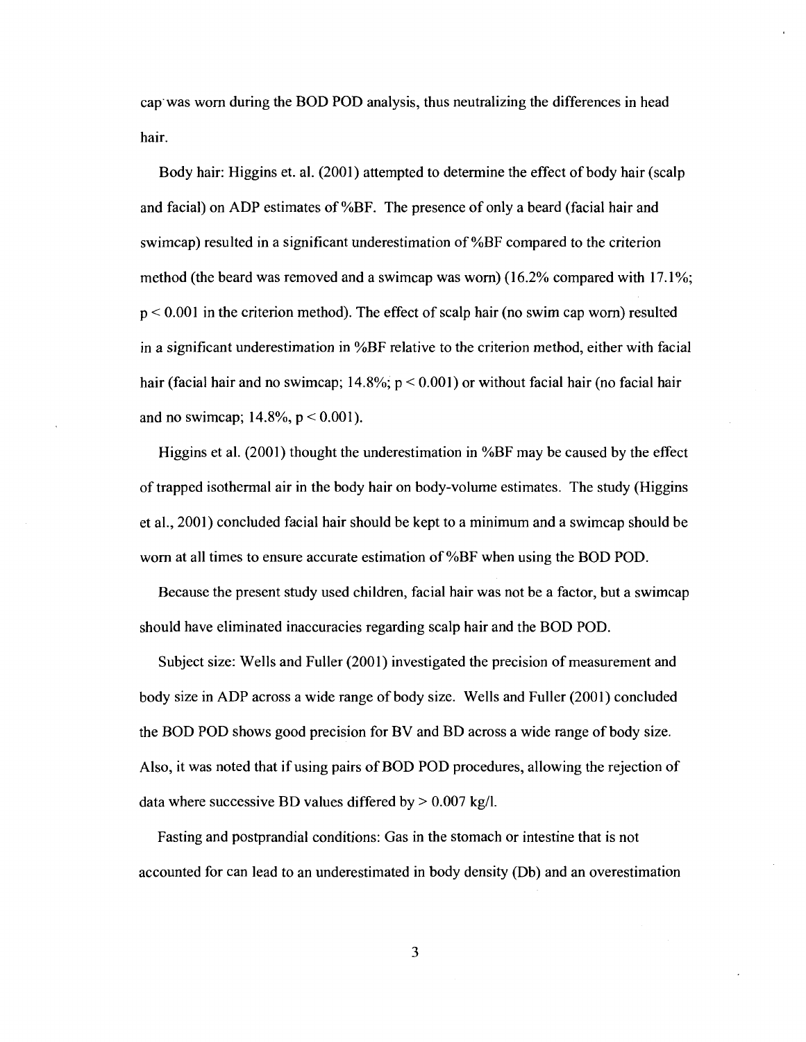cap was worn during the BOD POD analysis, thus neutralizing the differences in head hair.

Body hair: Higgins et. al. (2001) attempted to determine the effect of body hair (scalp and facial) on ADP estimates of %BF. The presence of only a beard (facial hair and swimcap) resulted in a significant underestimation of %BF compared to the criterion method (the beard was removed and a swimcap was worn) (16.2% compared with 17.1%; $p < 0.001$ in the criterion method). The effect of scalp hair (no swim cap worn) resulted in a significant underestimation in %BF relative to the criterion method, either with facial hair (facial hair and no swimcap; 14.8%; $p < 0.001$) or without facial hair (no facial hair and no swimcap; 14.8%, $p < 0.001$).

Higgins et al. (2001) thought the underestimation in %BF may be caused by the effect of trapped isothermal air in the body hair on body-volume estimates. The study (Higgins et al., 2001) concluded facial hair should be kept to a minimum and a swimcap should be worn at all times to ensure accurate estimation of %BF when using the BOD POD.

Because the present study used children, facial hair was not be a factor, but a swimcap should have eliminated inaccuracies regarding scalp hair and the BOD POD.

Subject size: Wells and Fuller (2001) investigated the precision of measurement and body size in ADP across a wide range of body size. Wells and Fuller (2001) concluded the BOD POD shows good precision for BV and BD across a wide range of body size. Also, it was noted that if using pairs of BOD POD procedures, allowing the rejection of data where successive BD values differed by > 0.007 kg/l.

Fasting and postprandial conditions: Gas in the stomach or intestine that is not accounted for can lead to an underestimated in body density (Db) and an overestimation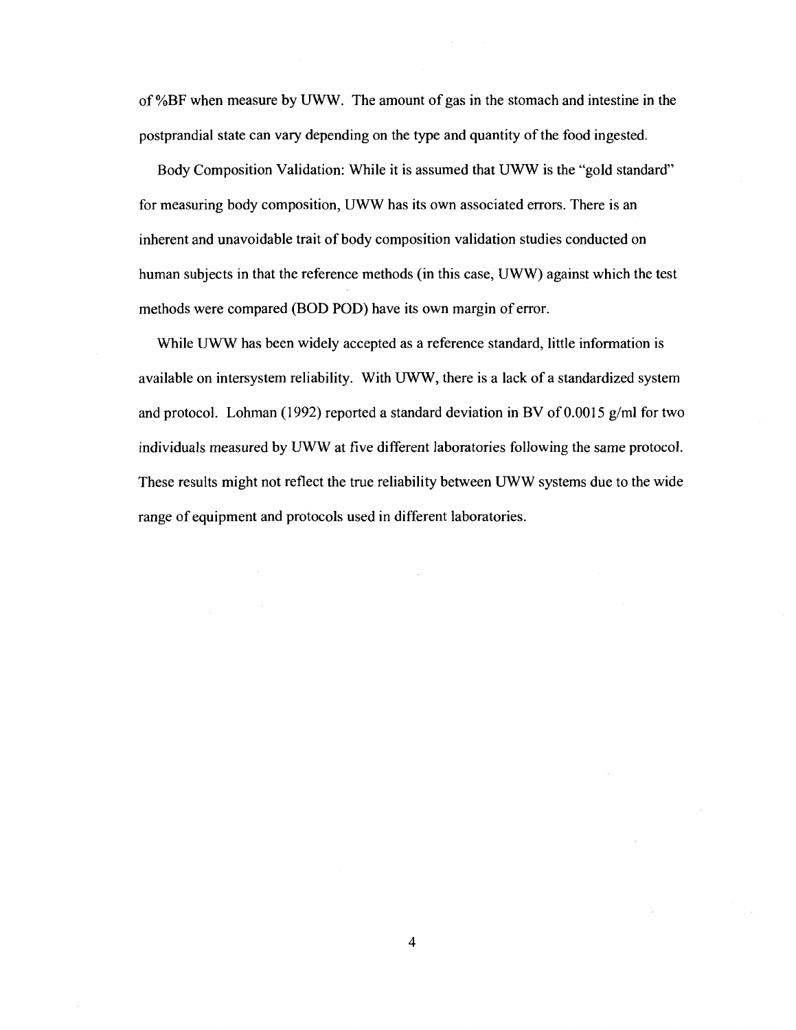of %BF when measure by UWW. The amount of gas in the stomach and intestine in the postprandial state can vary depending on the type and quantity of the food ingested.

Body Composition Validation: While it is assumed that UWW is the "gold standard" for measuring body composition, UWW has its own associated errors. There is an inherent and unavoidable trait of body composition validation studies conducted on human subjects in that the reference methods (in this case, UWW) against which the test methods were compared (BOD POD) have its own margin of error.

While UWW has been widely accepted as a reference standard, little information is available on intersystem reliability. With UWW, there is a lack of a standardized system and protocol. Lohman (1992) reported a standard deviation in BV of 0.0015 g/ml for two individuals measured by UWW at five different laboratories following the same protocol. These results might not reflect the true reliability between UWW systems due to the wide range of equipment and protocols used in different laboratories.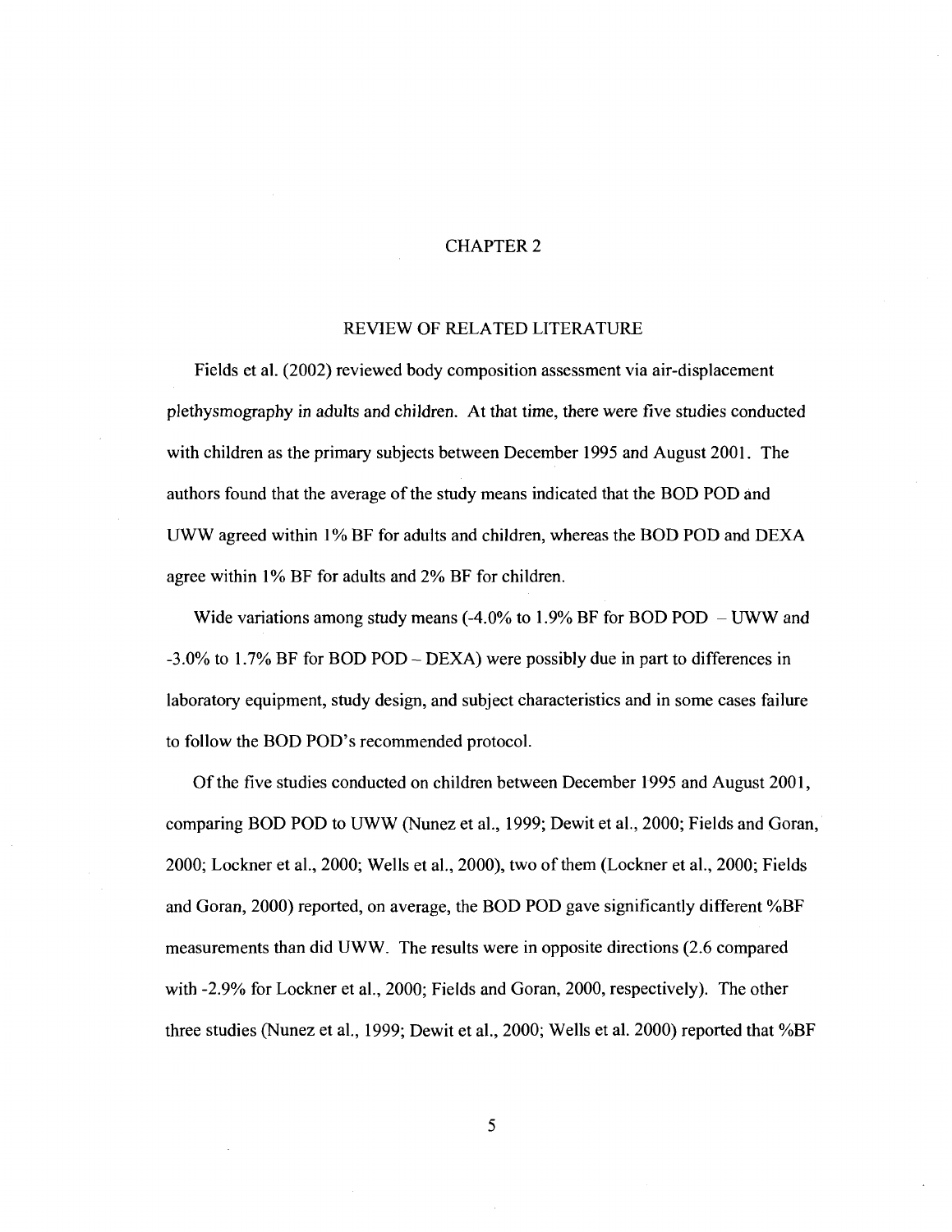# CHAPTER 2

## REVIEW OF RELATED LITERATURE

Fields et al. (2002) reviewed body composition assessment via air-displacement plethysmography in adults and children. At that time, there were five studies conducted with children as the primary subjects between December 1995 and August 2001. The authors found that the average of the study means indicated that the BOD POD and UWW agreed within 1% BF for adults and children, whereas the BOD POD and DEXA agree within 1% BF for adults and 2% BF for children.

Wide variations among study means (-4.0% to 1.9% BF for BOD POD – UWW and -3.0% to 1.7% BF for BOD POD – DEXA) were possibly due in part to differences in laboratory equipment, study design, and subject characteristics and in some cases failure to follow the BOD POD's recommended protocol.

Of the five studies conducted on children between December 1995 and August 2001, comparing BOD POD to UWW (Nunez et al., 1999; Dewit et al., 2000; Fields and Goran, 2000; Lockner et al., 2000; Wells et al., 2000), two of them (Lockner et al., 2000; Fields and Goran, 2000) reported, on average, the BOD POD gave significantly different %BF measurements than did UWW. The results were in opposite directions (2.6 compared with -2.9% for Lockner et al., 2000; Fields and Goran, 2000, respectively). The other three studies (Nunez et al., 1999; Dewit et al., 2000; Wells et al. 2000) reported that %BF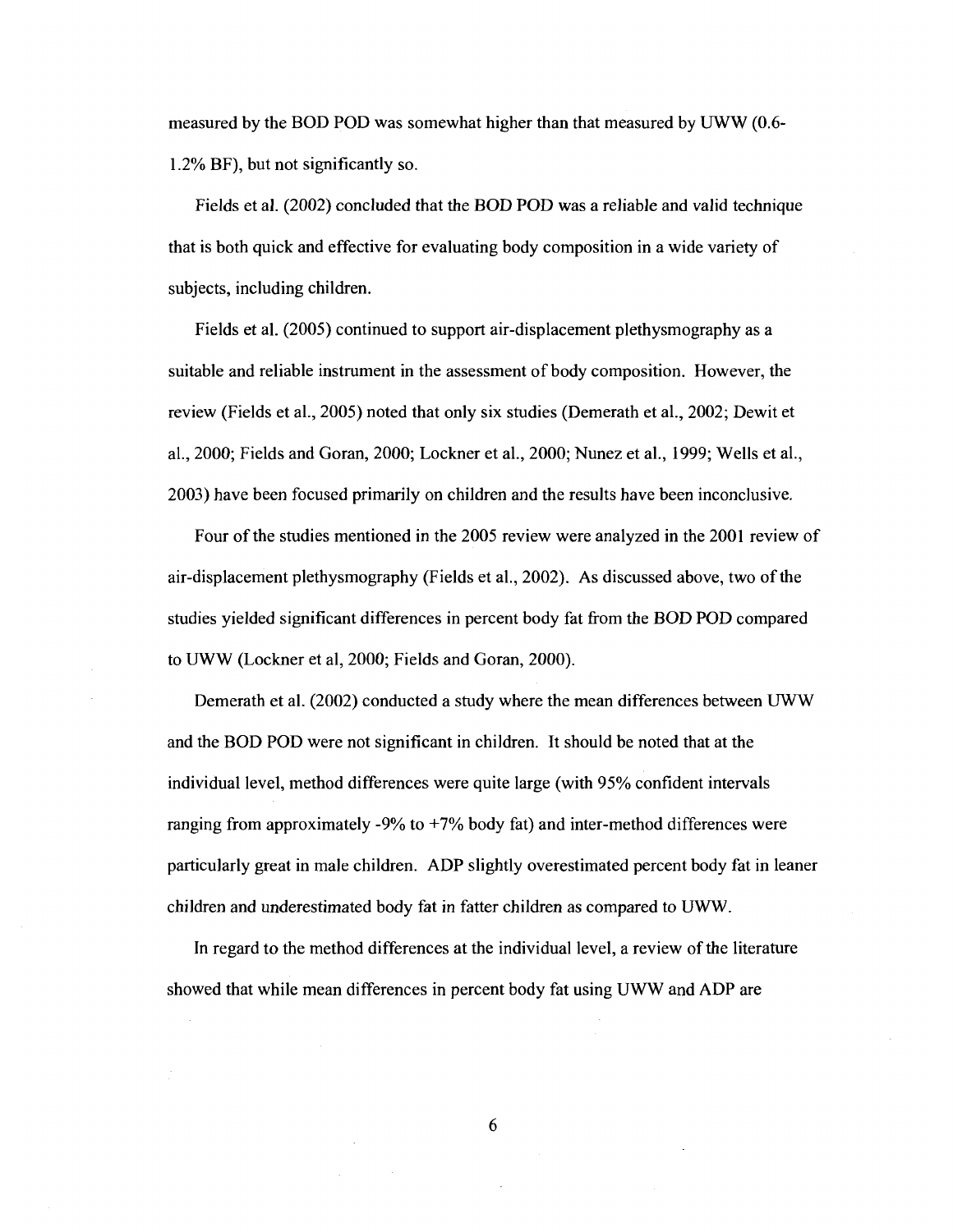measured by the BOD POD was somewhat higher than that measured by UWW (0.6-1.2% BF), but not significantly so.

Fields et al. (2002) concluded that the BOD POD was a reliable and valid technique that is both quick and effective for evaluating body composition in a wide variety of subjects, including children.

Fields et al. (2005) continued to support air-displacement plethysmography as a suitable and reliable instrument in the assessment of body composition. However, the review (Fields et al., 2005) noted that only six studies (Demerath et al., 2002; Dewit et al., 2000; Fields and Goran, 2000; Lockner et al., 2000; Nunez et al., 1999; Wells et al., 2003) have been focused primarily on children and the results have been inconclusive.

Four of the studies mentioned in the 2005 review were analyzed in the 2001 review of air-displacement plethysmography (Fields et al., 2002). As discussed above, two of the studies yielded significant differences in percent body fat from the BOD POD compared to UWW (Lockner et al, 2000; Fields and Goran, 2000).

Demerath et al. (2002) conducted a study where the mean differences between UWW and the BOD POD were not significant in children. It should be noted that at the individual level, method differences were quite large (with 95% confident intervals ranging from approximately -9% to +7% body fat) and inter-method differences were particularly great in male children. ADP slightly overestimated percent body fat in leaner children and underestimated body fat in fatter children as compared to UWW.

In regard to the method differences at the individual level, a review of the literature showed that while mean differences in percent body fat using UWW and ADP are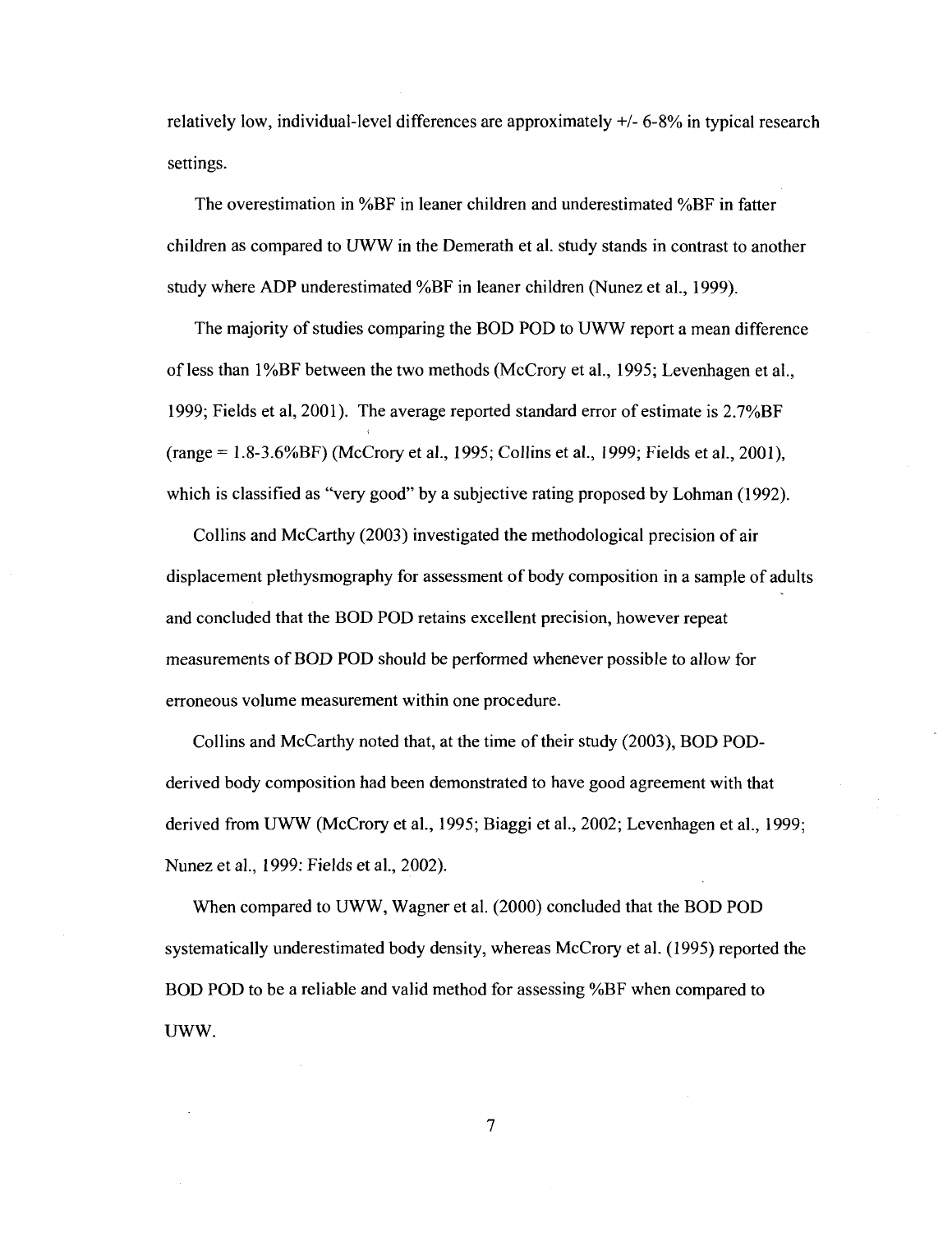relatively low, individual-level differences are approximately +/- 6-8% in typical research settings.

The overestimation in %BF in leaner children and underestimated %BF in fatter children as compared to UWW in the Demerath et al. study stands in contrast to another study where ADP underestimated %BF in leaner children (Nunez et al., 1999).

The majority of studies comparing the BOD POD to UWW report a mean difference of less than 1%BF between the two methods (McCrory et al., 1995; Levenhagen et al., 1999; Fields et al, 2001). The average reported standard error of estimate is 2.7%BF (range = 1.8-3.6%BF) (McCrory et al., 1995; Collins et al., 1999; Fields et al., 2001), which is classified as "very good" by a subjective rating proposed by Lohman (1992).

Collins and McCarthy (2003) investigated the methodological precision of air displacement plethysmography for assessment of body composition in a sample of adults and concluded that the BOD POD retains excellent precision, however repeat measurements of BOD POD should be performed whenever possible to allow for erroneous volume measurement within one procedure.

Collins and McCarthy noted that, at the time of their study (2003), BOD POD-derived body composition had been demonstrated to have good agreement with that derived from UWW (McCrory et al., 1995; Biaggi et al., 2002; Levenhagen et al., 1999; Nunez et al., 1999: Fields et al., 2002).

When compared to UWW, Wagner et al. (2000) concluded that the BOD POD systematically underestimated body density, whereas McCrory et al. (1995) reported the BOD POD to be a reliable and valid method for assessing %BF when compared to UWW.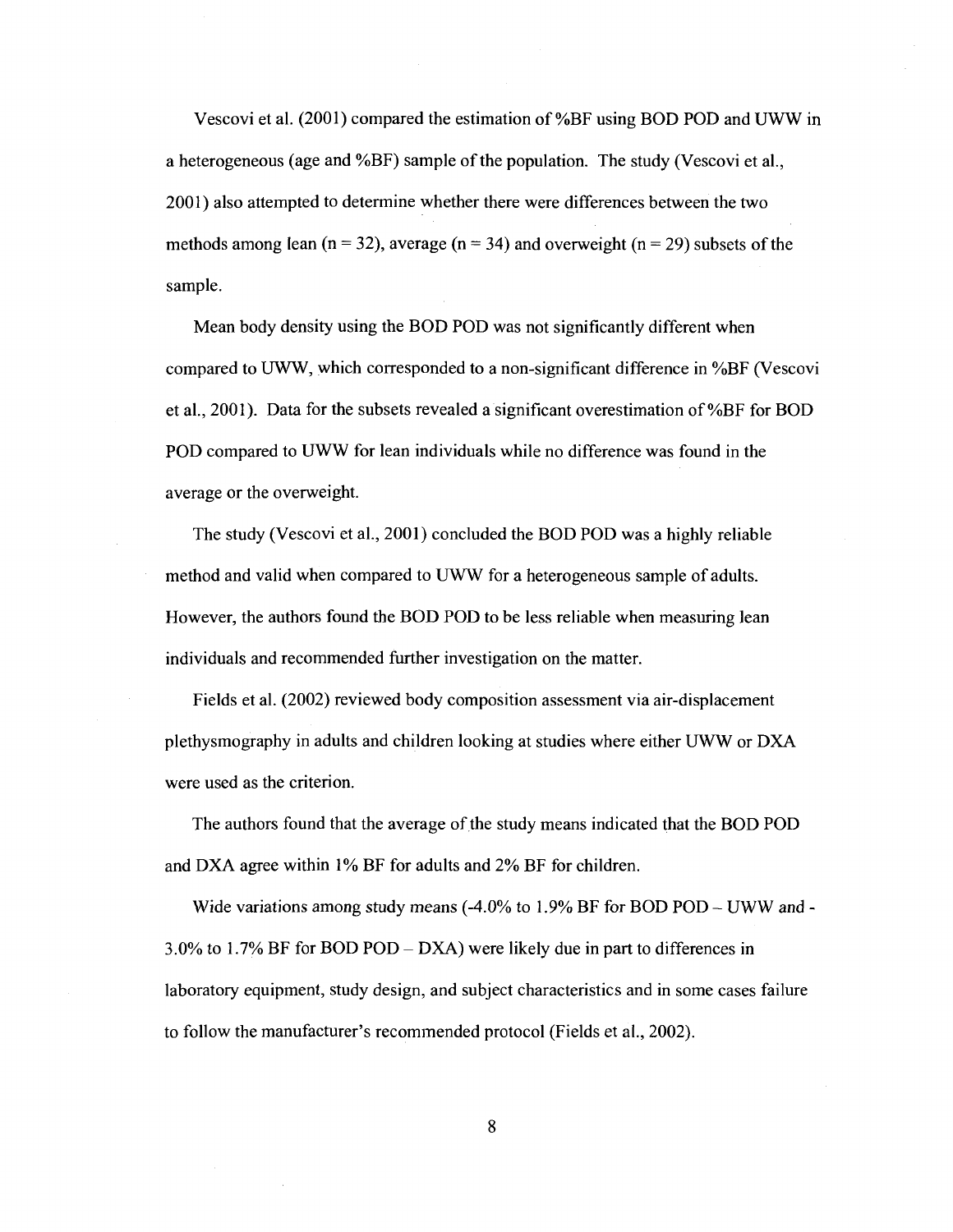Vescovi et al. (2001) compared the estimation of %BF using BOD POD and UWW in a heterogeneous (age and %BF) sample of the population. The study (Vescovi et al., 2001) also attempted to determine whether there were differences between the two methods among lean (n = 32), average (n = 34) and overweight (n = 29) subsets of the sample.

Mean body density using the BOD POD was not significantly different when compared to UWW, which corresponded to a non-significant difference in %BF (Vescovi et al., 2001). Data for the subsets revealed a significant overestimation of %BF for BOD POD compared to UWW for lean individuals while no difference was found in the average or the overweight.

The study (Vescovi et al., 2001) concluded the BOD POD was a highly reliable method and valid when compared to UWW for a heterogeneous sample of adults. However, the authors found the BOD POD to be less reliable when measuring lean individuals and recommended further investigation on the matter.

Fields et al. (2002) reviewed body composition assessment via air-displacement plethysmography in adults and children looking at studies where either UWW or DXA were used as the criterion.

The authors found that the average of the study means indicated that the BOD POD and DXA agree within 1% BF for adults and 2% BF for children.

Wide variations among study means (-4.0% to 1.9% BF for BOD POD – UWW and -3.0% to 1.7% BF for BOD POD – DXA) were likely due in part to differences in laboratory equipment, study design, and subject characteristics and in some cases failure to follow the manufacturer's recommended protocol (Fields et al., 2002).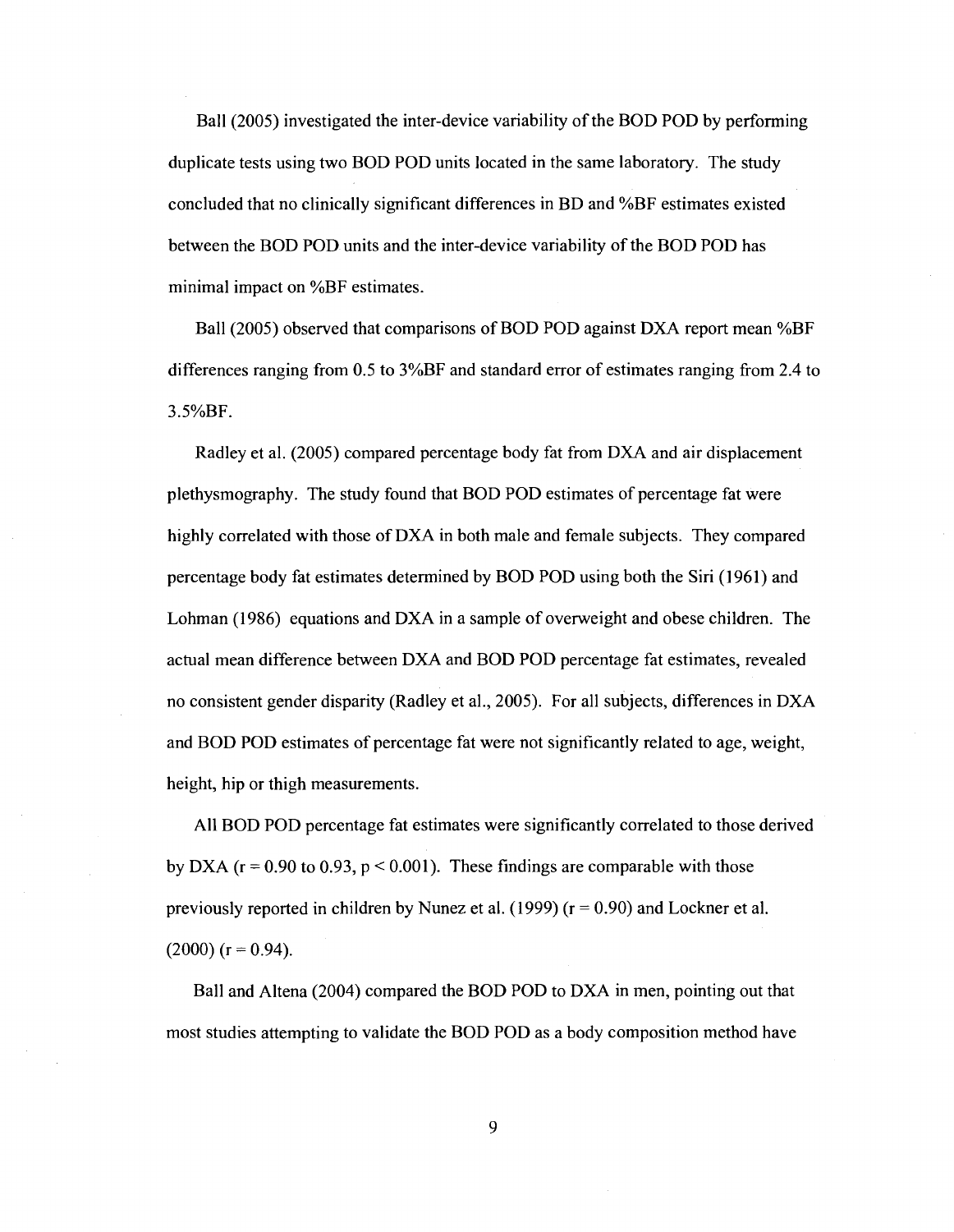Ball (2005) investigated the inter-device variability of the BOD POD by performing duplicate tests using two BOD POD units located in the same laboratory. The study concluded that no clinically significant differences in BD and %BF estimates existed between the BOD POD units and the inter-device variability of the BOD POD has minimal impact on %BF estimates.

Ball (2005) observed that comparisons of BOD POD against DXA report mean %BF differences ranging from 0.5 to 3%BF and standard error of estimates ranging from 2.4 to 3.5%BF.

Radley et al. (2005) compared percentage body fat from DXA and air displacement plethysmography. The study found that BOD POD estimates of percentage fat were highly correlated with those of DXA in both male and female subjects. They compared percentage body fat estimates determined by BOD POD using both the Siri (1961) and Lohman (1986) equations and DXA in a sample of overweight and obese children. The actual mean difference between DXA and BOD POD percentage fat estimates, revealed no consistent gender disparity (Radley et al., 2005). For all subjects, differences in DXA and BOD POD estimates of percentage fat were not significantly related to age, weight, height, hip or thigh measurements.

All BOD POD percentage fat estimates were significantly correlated to those derived by DXA ($r = 0.90$ to $0.93$, $p < 0.001$). These findings are comparable with those previously reported in children by Nunez et al. (1999) ($r = 0.90$) and Lockner et al. (2000) ($r = 0.94$).

Ball and Altena (2004) compared the BOD POD to DXA in men, pointing out that most studies attempting to validate the BOD POD as a body composition method have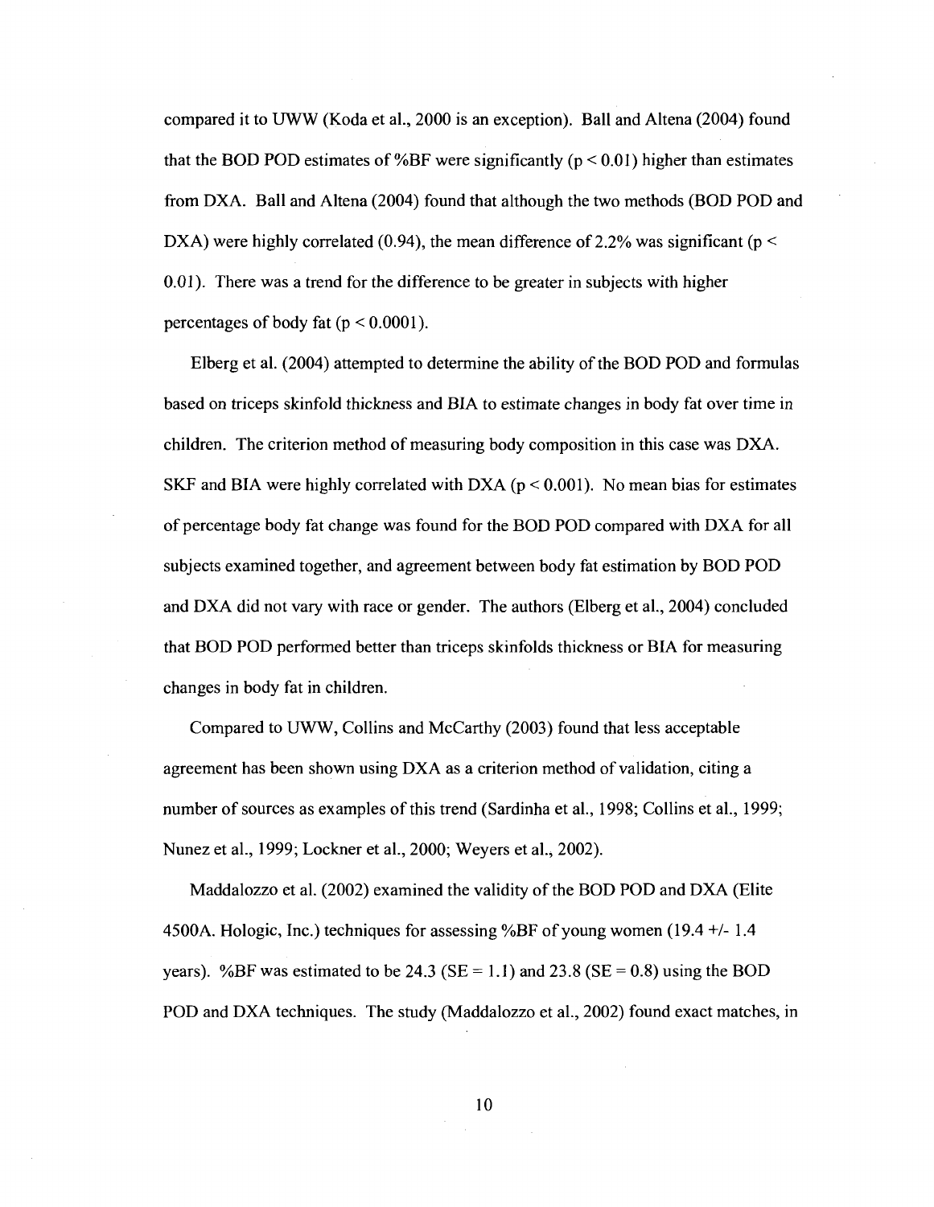compared it to UWW (Koda et al., 2000 is an exception). Ball and Altena (2004) found that the BOD POD estimates of %BF were significantly ($p < 0.01$) higher than estimates from DXA. Ball and Altena (2004) found that although the two methods (BOD POD and DXA) were highly correlated (0.94), the mean difference of 2.2% was significant ($p < 0.01$). There was a trend for the difference to be greater in subjects with higher percentages of body fat ($p < 0.0001$).

Elberg et al. (2004) attempted to determine the ability of the BOD POD and formulas based on triceps skinfold thickness and BIA to estimate changes in body fat over time in children. The criterion method of measuring body composition in this case was DXA. SKF and BIA were highly correlated with DXA ($p < 0.001$). No mean bias for estimates of percentage body fat change was found for the BOD POD compared with DXA for all subjects examined together, and agreement between body fat estimation by BOD POD and DXA did not vary with race or gender. The authors (Elberg et al., 2004) concluded that BOD POD performed better than triceps skinfolds thickness or BIA for measuring changes in body fat in children.

Compared to UWW, Collins and McCarthy (2003) found that less acceptable agreement has been shown using DXA as a criterion method of validation, citing a number of sources as examples of this trend (Sardinha et al., 1998; Collins et al., 1999; Nunez et al., 1999; Lockner et al., 2000; Weyers et al., 2002).

Maddalozzo et al. (2002) examined the validity of the BOD POD and DXA (Elite 4500A. Hologic, Inc.) techniques for assessing %BF of young women (19.4 +/- 1.4 years). %BF was estimated to be 24.3 (SE = 1.1) and 23.8 (SE = 0.8) using the BOD POD and DXA techniques. The study (Maddalozzo et al., 2002) found exact matches, in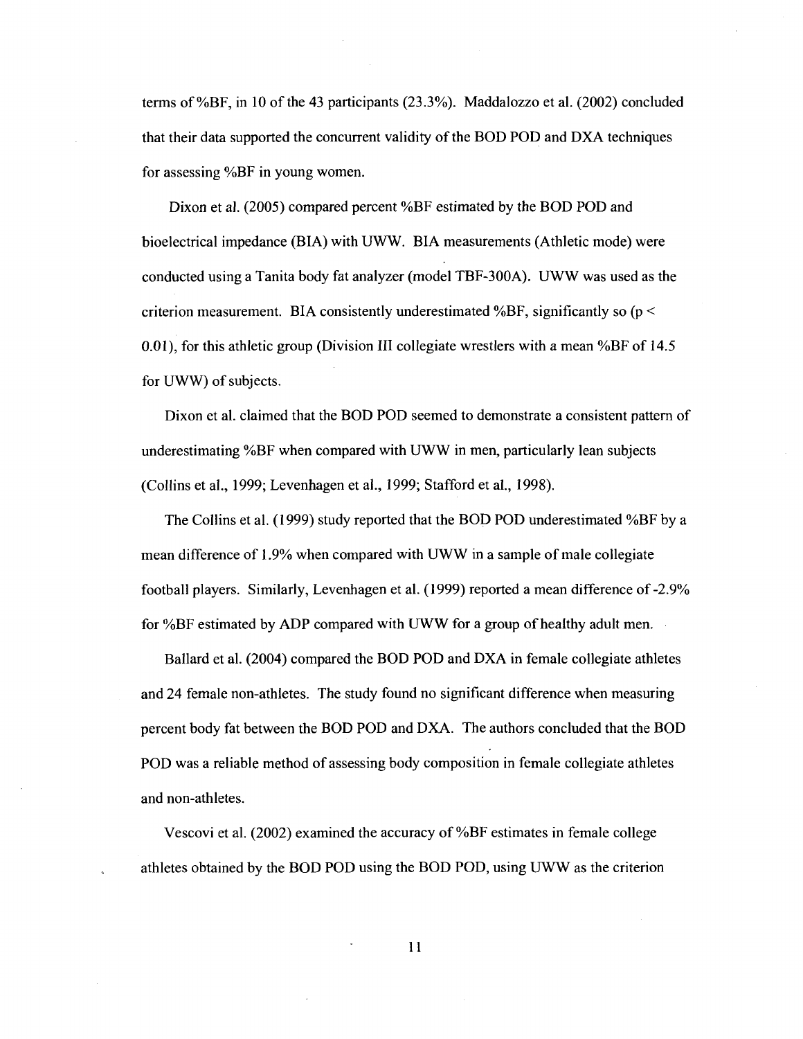terms of %BF, in 10 of the 43 participants (23.3%). Maddalozzo et al. (2002) concluded that their data supported the concurrent validity of the BOD POD and DXA techniques for assessing %BF in young women.

Dixon et al. (2005) compared percent %BF estimated by the BOD POD and bioelectrical impedance (BIA) with UWW. BIA measurements (Athletic mode) were conducted using a Tanita body fat analyzer (model TBF-300A). UWW was used as the criterion measurement. BIA consistently underestimated %BF, significantly so ($p < 0.01$), for this athletic group (Division III collegiate wrestlers with a mean %BF of 14.5 for UWW) of subjects.

Dixon et al. claimed that the BOD POD seemed to demonstrate a consistent pattern of underestimating %BF when compared with UWW in men, particularly lean subjects (Collins et al., 1999; Levenhagen et al., 1999; Stafford et al., 1998).

The Collins et al. (1999) study reported that the BOD POD underestimated %BF by a mean difference of 1.9% when compared with UWW in a sample of male collegiate football players. Similarly, Levenhagen et al. (1999) reported a mean difference of -2.9% for %BF estimated by ADP compared with UWW for a group of healthy adult men.

Ballard et al. (2004) compared the BOD POD and DXA in female collegiate athletes and 24 female non-athletes. The study found no significant difference when measuring percent body fat between the BOD POD and DXA. The authors concluded that the BOD POD was a reliable method of assessing body composition in female collegiate athletes and non-athletes.

Vescovi et al. (2002) examined the accuracy of %BF estimates in female college athletes obtained by the BOD POD using the BOD POD, using UWW as the criterion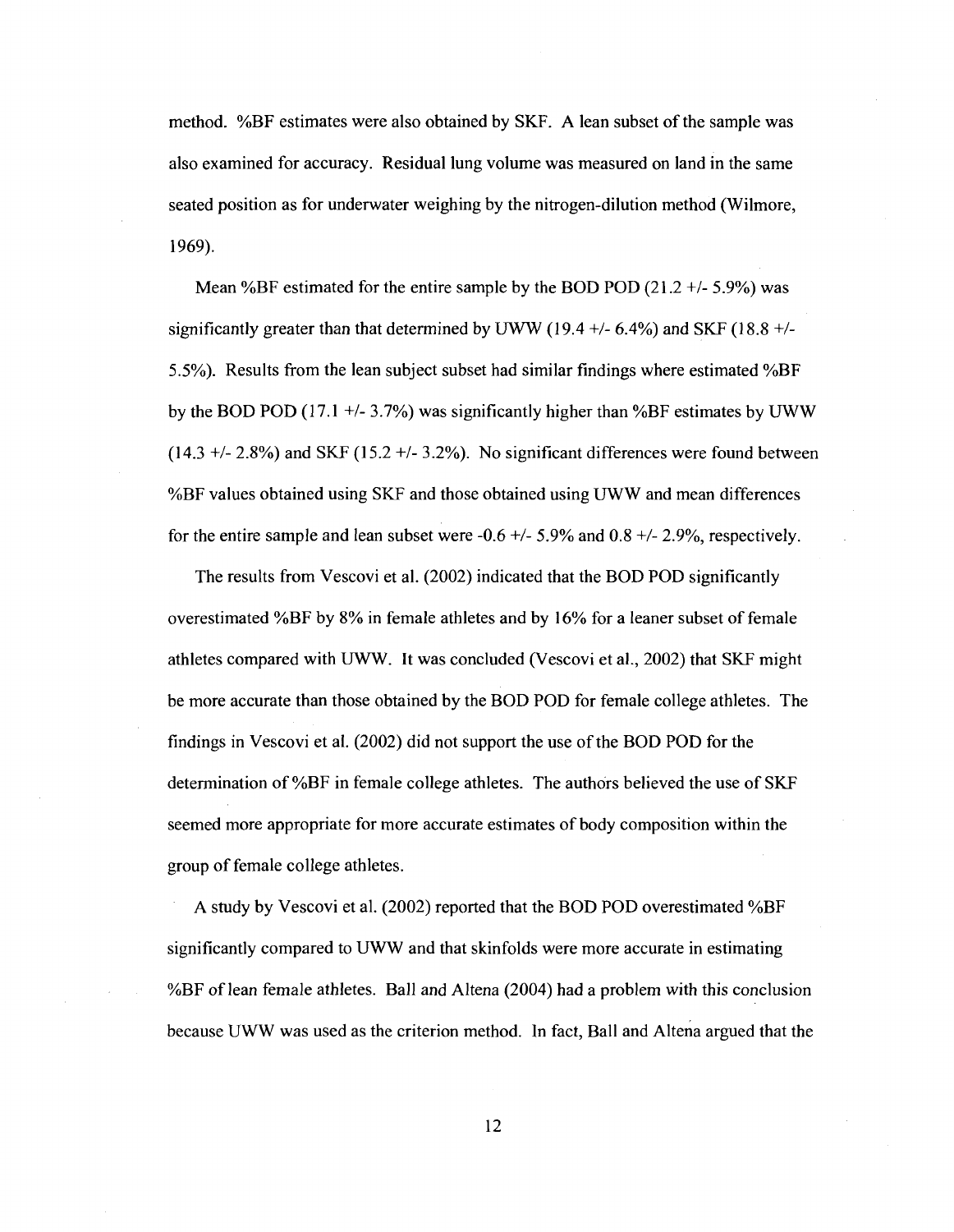method. %BF estimates were also obtained by SKF. A lean subset of the sample was also examined for accuracy. Residual lung volume was measured on land in the same seated position as for underwater weighing by the nitrogen-dilution method (Wilmore, 1969).

Mean %BF estimated for the entire sample by the BOD POD (21.2 +/- 5.9%) was significantly greater than that determined by UWW (19.4 +/- 6.4%) and SKF (18.8 +/- 5.5%). Results from the lean subject subset had similar findings where estimated %BF by the BOD POD (17.1 +/- 3.7%) was significantly higher than %BF estimates by UWW (14.3 +/- 2.8%) and SKF (15.2 +/- 3.2%). No significant differences were found between %BF values obtained using SKF and those obtained using UWW and mean differences for the entire sample and lean subset were -0.6 +/- 5.9% and 0.8 +/- 2.9%, respectively.

The results from Vescovi et al. (2002) indicated that the BOD POD significantly overestimated %BF by 8% in female athletes and by 16% for a leaner subset of female athletes compared with UWW. It was concluded (Vescovi et al., 2002) that SKF might be more accurate than those obtained by the BOD POD for female college athletes. The findings in Vescovi et al. (2002) did not support the use of the BOD POD for the determination of %BF in female college athletes. The authors believed the use of SKF seemed more appropriate for more accurate estimates of body composition within the group of female college athletes.

A study by Vescovi et al. (2002) reported that the BOD POD overestimated %BF significantly compared to UWW and that skinfolds were more accurate in estimating %BF of lean female athletes. Ball and Altena (2004) had a problem with this conclusion because UWW was used as the criterion method. In fact, Ball and Altena argued that the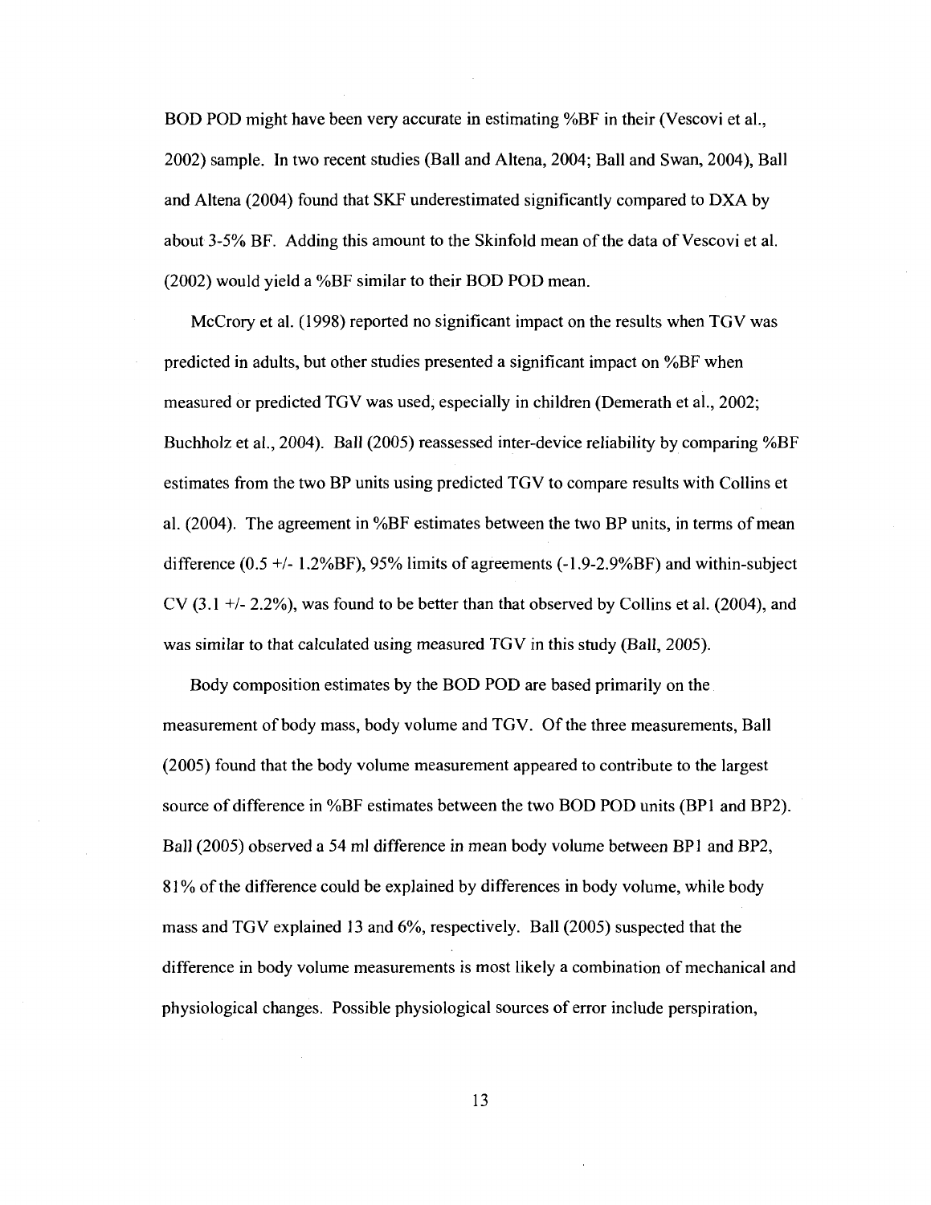BOD POD might have been very accurate in estimating %BF in their (Vescovi et al., 2002) sample. In two recent studies (Ball and Altena, 2004; Ball and Swan, 2004), Ball and Altena (2004) found that SKF underestimated significantly compared to DXA by about 3-5% BF. Adding this amount to the Skinfold mean of the data of Vescovi et al. (2002) would yield a %BF similar to their BOD POD mean.

McCrory et al. (1998) reported no significant impact on the results when TGV was predicted in adults, but other studies presented a significant impact on %BF when measured or predicted TGV was used, especially in children (Demerath et al., 2002; Buchholz et al., 2004). Ball (2005) reassessed inter-device reliability by comparing %BF estimates from the two BP units using predicted TGV to compare results with Collins et al. (2004). The agreement in %BF estimates between the two BP units, in terms of mean difference (0.5 +/- 1.2%BF), 95% limits of agreements (-1.9-2.9%BF) and within-subject CV (3.1 +/- 2.2%), was found to be better than that observed by Collins et al. (2004), and was similar to that calculated using measured TGV in this study (Ball, 2005).

Body composition estimates by the BOD POD are based primarily on the measurement of body mass, body volume and TGV. Of the three measurements, Ball (2005) found that the body volume measurement appeared to contribute to the largest source of difference in %BF estimates between the two BOD POD units (BP1 and BP2). Ball (2005) observed a 54 ml difference in mean body volume between BP1 and BP2, 81% of the difference could be explained by differences in body volume, while body mass and TGV explained 13 and 6%, respectively. Ball (2005) suspected that the difference in body volume measurements is most likely a combination of mechanical and physiological changes. Possible physiological sources of error include perspiration,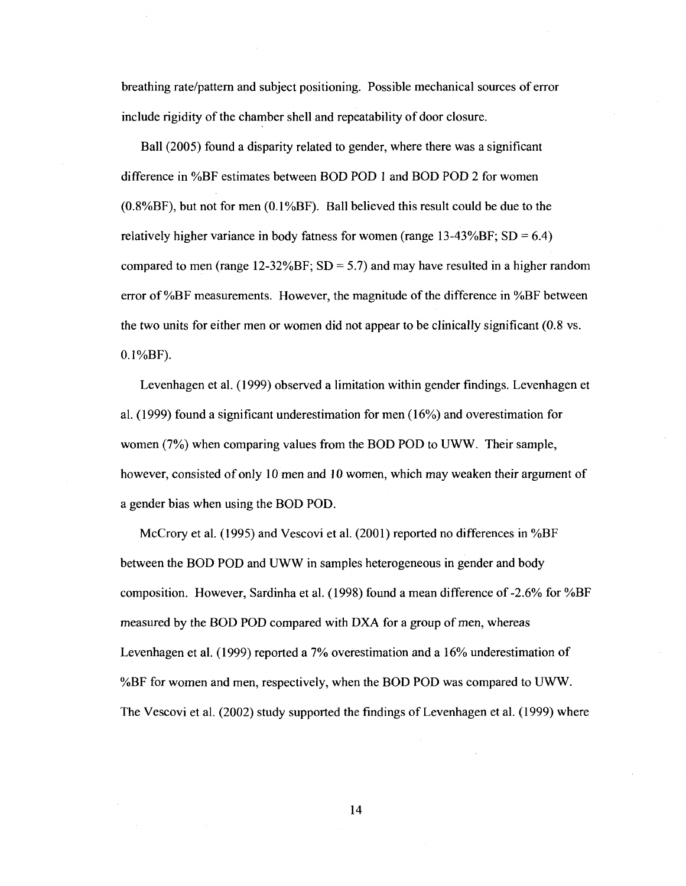breathing rate/pattern and subject positioning. Possible mechanical sources of error include rigidity of the chamber shell and repeatability of door closure.

Ball (2005) found a disparity related to gender, where there was a significant difference in %BF estimates between BOD POD 1 and BOD POD 2 for women (0.8%BF), but not for men (0.1%BF). Ball believed this result could be due to the relatively higher variance in body fatness for women (range 13-43%BF; SD = 6.4) compared to men (range 12-32%BF; SD = 5.7) and may have resulted in a higher random error of %BF measurements. However, the magnitude of the difference in %BF between the two units for either men or women did not appear to be clinically significant (0.8 vs. 0.1%BF).

Levenhagen et al. (1999) observed a limitation within gender findings. Levenhagen et al. (1999) found a significant underestimation for men (16%) and overestimation for women (7%) when comparing values from the BOD POD to UWW. Their sample, however, consisted of only 10 men and 10 women, which may weaken their argument of a gender bias when using the BOD POD.

McCrory et al. (1995) and Vescovi et al. (2001) reported no differences in %BF between the BOD POD and UWW in samples heterogeneous in gender and body composition. However, Sardinha et al. (1998) found a mean difference of -2.6% for %BF measured by the BOD POD compared with DXA for a group of men, whereas Levenhagen et al. (1999) reported a 7% overestimation and a 16% underestimation of %BF for women and men, respectively, when the BOD POD was compared to UWW. The Vescovi et al. (2002) study supported the findings of Levenhagen et al. (1999) where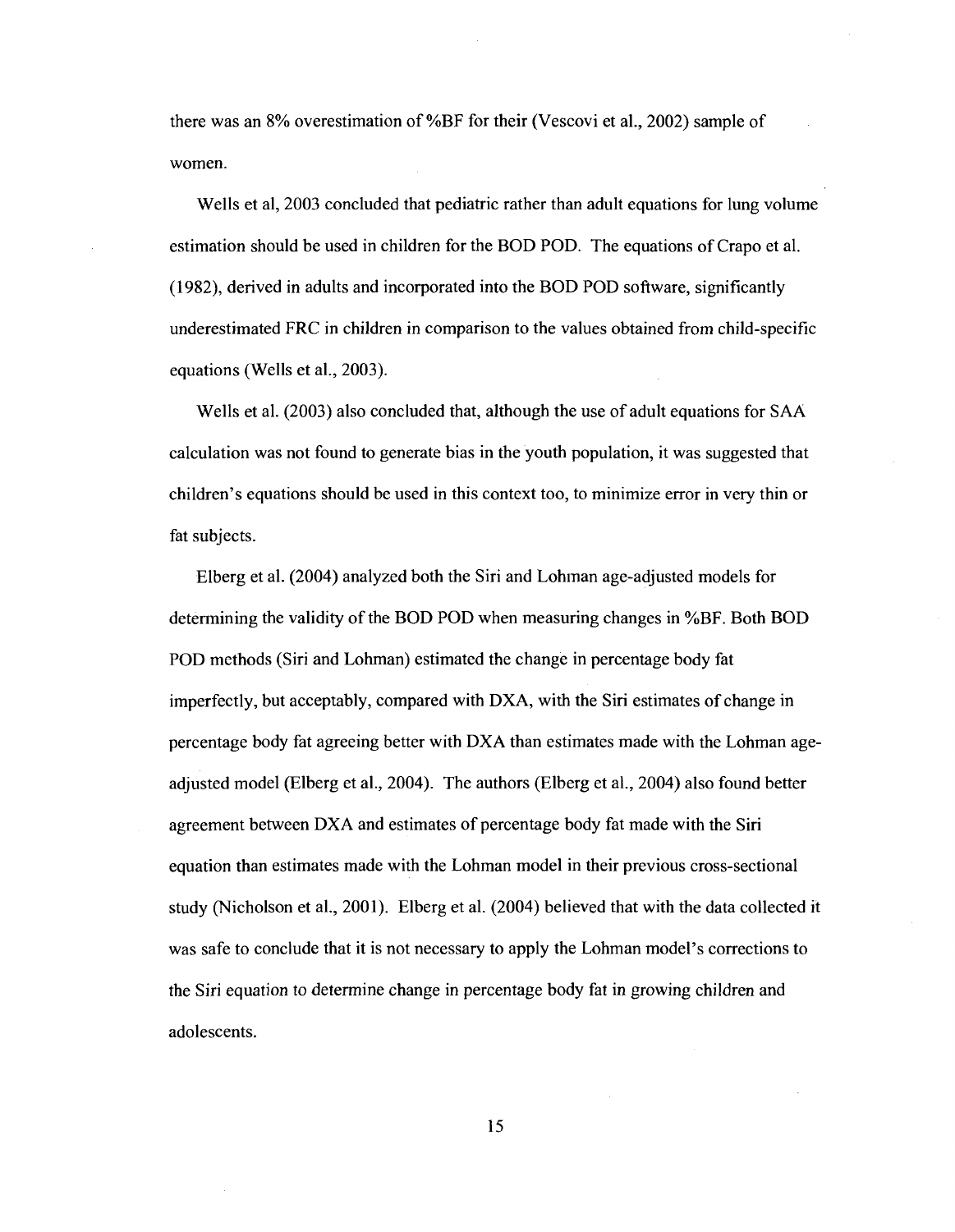there was an 8% overestimation of %BF for their (Vescovi et al., 2002) sample of women.

Wells et al, 2003 concluded that pediatric rather than adult equations for lung volume estimation should be used in children for the BOD POD. The equations of Crapo et al. (1982), derived in adults and incorporated into the BOD POD software, significantly underestimated FRC in children in comparison to the values obtained from child-specific equations (Wells et al., 2003).

Wells et al. (2003) also concluded that, although the use of adult equations for SAA calculation was not found to generate bias in the youth population, it was suggested that children's equations should be used in this context too, to minimize error in very thin or fat subjects.

Elberg et al. (2004) analyzed both the Siri and Lohman age-adjusted models for determining the validity of the BOD POD when measuring changes in %BF. Both BOD POD methods (Siri and Lohman) estimated the change in percentage body fat imperfectly, but acceptably, compared with DXA, with the Siri estimates of change in percentage body fat agreeing better with DXA than estimates made with the Lohman age-adjusted model (Elberg et al., 2004). The authors (Elberg et al., 2004) also found better agreement between DXA and estimates of percentage body fat made with the Siri equation than estimates made with the Lohman model in their previous cross-sectional study (Nicholson et al., 2001). Elberg et al. (2004) believed that with the data collected it was safe to conclude that it is not necessary to apply the Lohman model's corrections to the Siri equation to determine change in percentage body fat in growing children and adolescents.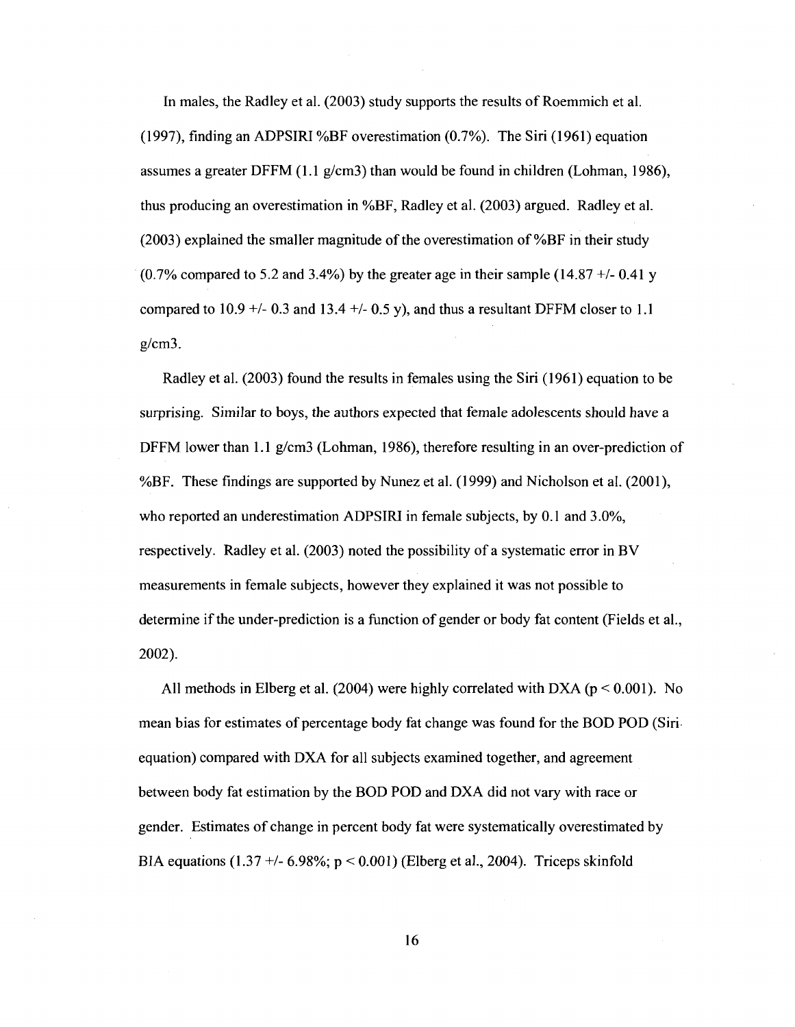In males, the Radley et al. (2003) study supports the results of Roemmich et al. (1997), finding an ADPSIRI %BF overestimation (0.7%). The Siri (1961) equation assumes a greater DFFM (1.1 g/cm3) than would be found in children (Lohman, 1986), thus producing an overestimation in %BF, Radley et al. (2003) argued. Radley et al. (2003) explained the smaller magnitude of the overestimation of %BF in their study (0.7% compared to 5.2 and 3.4%) by the greater age in their sample (14.87 +/- 0.41 y compared to 10.9 +/- 0.3 and 13.4 +/- 0.5 y), and thus a resultant DFFM closer to 1.1 g/cm3.

Radley et al. (2003) found the results in females using the Siri (1961) equation to be surprising. Similar to boys, the authors expected that female adolescents should have a DFFM lower than 1.1 g/cm3 (Lohman, 1986), therefore resulting in an over-prediction of %BF. These findings are supported by Nunez et al. (1999) and Nicholson et al. (2001), who reported an underestimation ADPSIRI in female subjects, by 0.1 and 3.0%, respectively. Radley et al. (2003) noted the possibility of a systematic error in BV measurements in female subjects, however they explained it was not possible to determine if the under-prediction is a function of gender or body fat content (Fields et al., 2002).

All methods in Elberg et al. (2004) were highly correlated with DXA ($p < 0.001$). No mean bias for estimates of percentage body fat change was found for the BOD POD (Siri equation) compared with DXA for all subjects examined together, and agreement between body fat estimation by the BOD POD and DXA did not vary with race or gender. Estimates of change in percent body fat were systematically overestimated by BIA equations (1.37 +/- 6.98%; $p < 0.001$) (Elberg et al., 2004). Triceps skinfold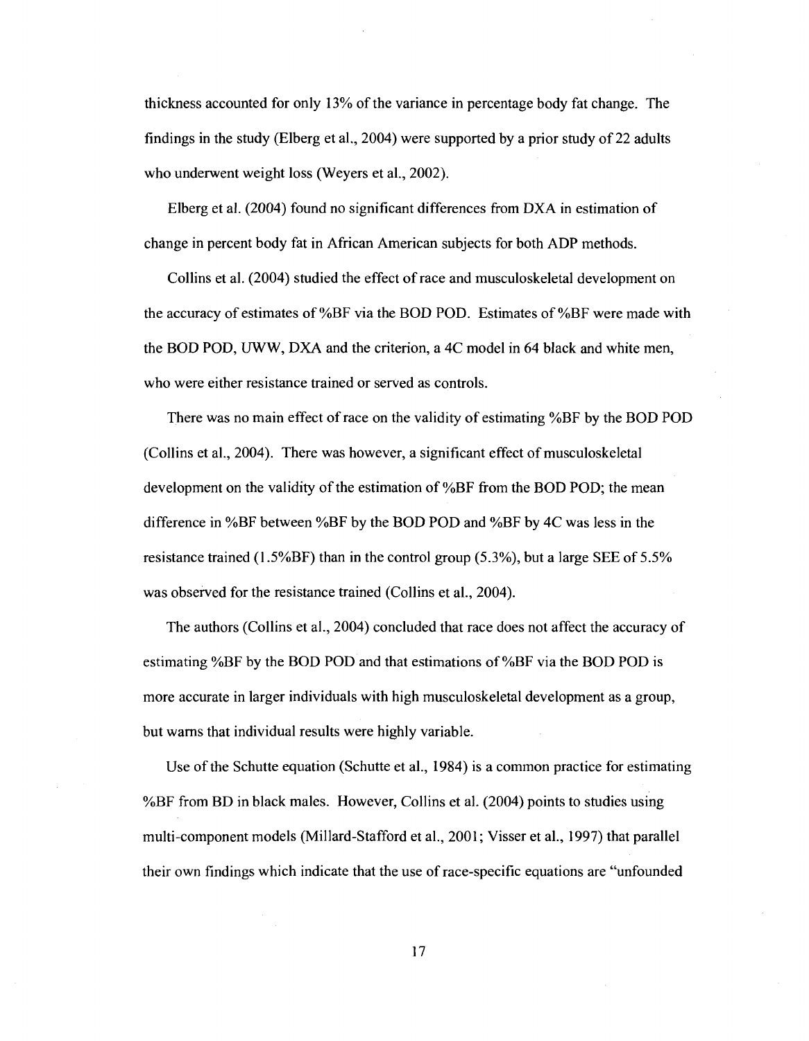thickness accounted for only 13% of the variance in percentage body fat change. The findings in the study (Elberg et al., 2004) were supported by a prior study of 22 adults who underwent weight loss (Weyers et al., 2002).

Elberg et al. (2004) found no significant differences from DXA in estimation of change in percent body fat in African American subjects for both ADP methods.

Collins et al. (2004) studied the effect of race and musculoskeletal development on the accuracy of estimates of %BF via the BOD POD. Estimates of %BF were made with the BOD POD, UWW, DXA and the criterion, a 4C model in 64 black and white men, who were either resistance trained or served as controls.

There was no main effect of race on the validity of estimating %BF by the BOD POD (Collins et al., 2004). There was however, a significant effect of musculoskeletal development on the validity of the estimation of %BF from the BOD POD; the mean difference in %BF between %BF by the BOD POD and %BF by 4C was less in the resistance trained (1.5%BF) than in the control group (5.3%), but a large SEE of 5.5% was observed for the resistance trained (Collins et al., 2004).

The authors (Collins et al., 2004) concluded that race does not affect the accuracy of estimating %BF by the BOD POD and that estimations of %BF via the BOD POD is more accurate in larger individuals with high musculoskeletal development as a group, but warns that individual results were highly variable.

Use of the Schutte equation (Schutte et al., 1984) is a common practice for estimating %BF from BD in black males. However, Collins et al. (2004) points to studies using multi-component models (Millard-Stafford et al., 2001; Visser et al., 1997) that parallel their own findings which indicate that the use of race-specific equations are "unfounded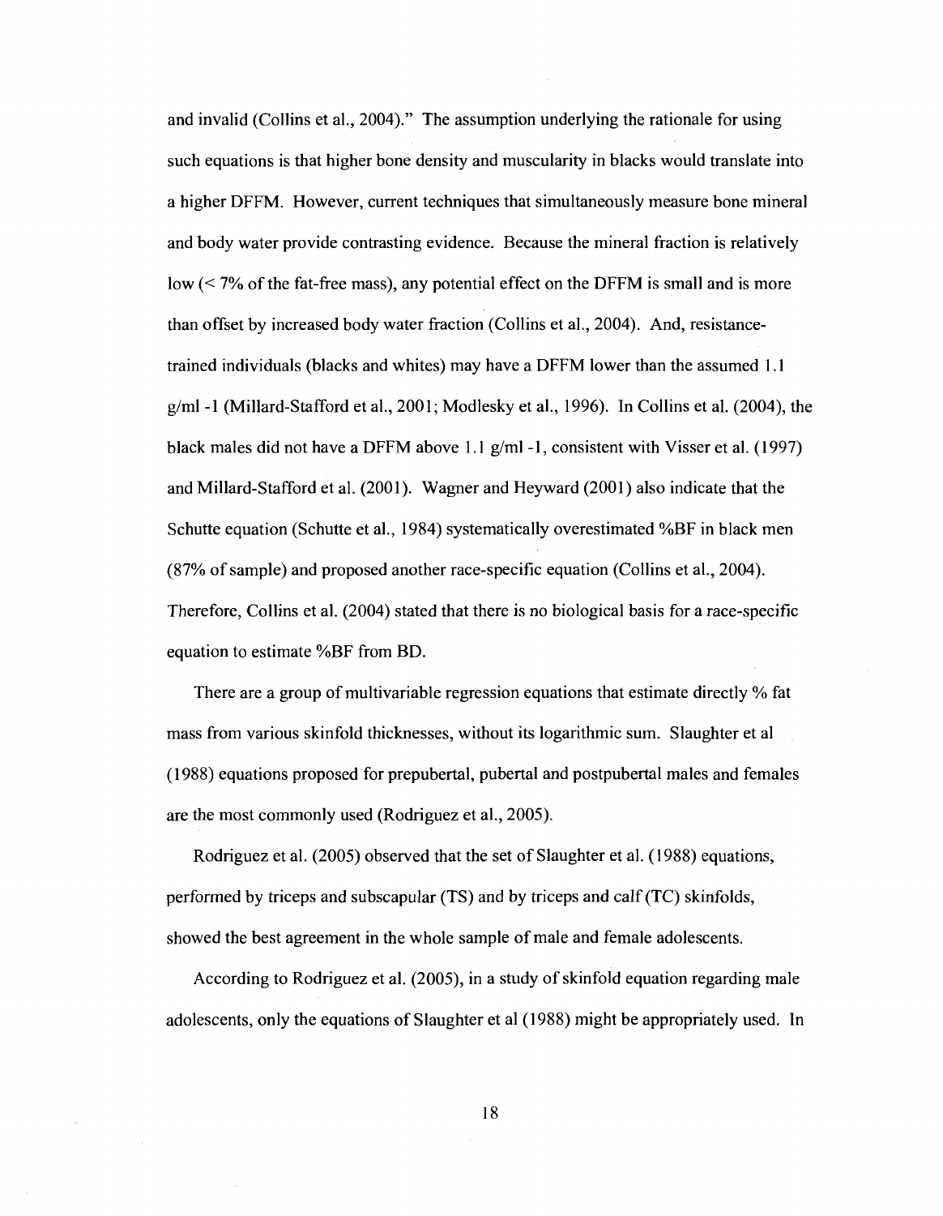and invalid (Collins et al., 2004)." The assumption underlying the rationale for using such equations is that higher bone density and muscularity in blacks would translate into a higher DFFM. However, current techniques that simultaneously measure bone mineral and body water provide contrasting evidence. Because the mineral fraction is relatively low (< 7% of the fat-free mass), any potential effect on the DFFM is small and is more than offset by increased body water fraction (Collins et al., 2004). And, resistance-trained individuals (blacks and whites) may have a DFFM lower than the assumed 1.1 g/ml -1 (Millard-Stafford et al., 2001; Modlesky et al., 1996). In Collins et al. (2004), the black males did not have a DFFM above 1.1 g/ml -1, consistent with Visser et al. (1997) and Millard-Stafford et al. (2001). Wagner and Heyward (2001) also indicate that the Schutte equation (Schutte et al., 1984) systematically overestimated %BF in black men (87% of sample) and proposed another race-specific equation (Collins et al., 2004). Therefore, Collins et al. (2004) stated that there is no biological basis for a race-specific equation to estimate %BF from BD.

There are a group of multivariable regression equations that estimate directly % fat mass from various skinfold thicknesses, without its logarithmic sum. Slaughter et al (1988) equations proposed for prepubertal, pubertal and postpubertal males and females are the most commonly used (Rodriguez et al., 2005).

Rodriguez et al. (2005) observed that the set of Slaughter et al. (1988) equations, performed by triceps and subscapular (TS) and by triceps and calf (TC) skinfolds, showed the best agreement in the whole sample of male and female adolescents.

According to Rodriguez et al. (2005), in a study of skinfold equation regarding male adolescents, only the equations of Slaughter et al (1988) might be appropriately used. In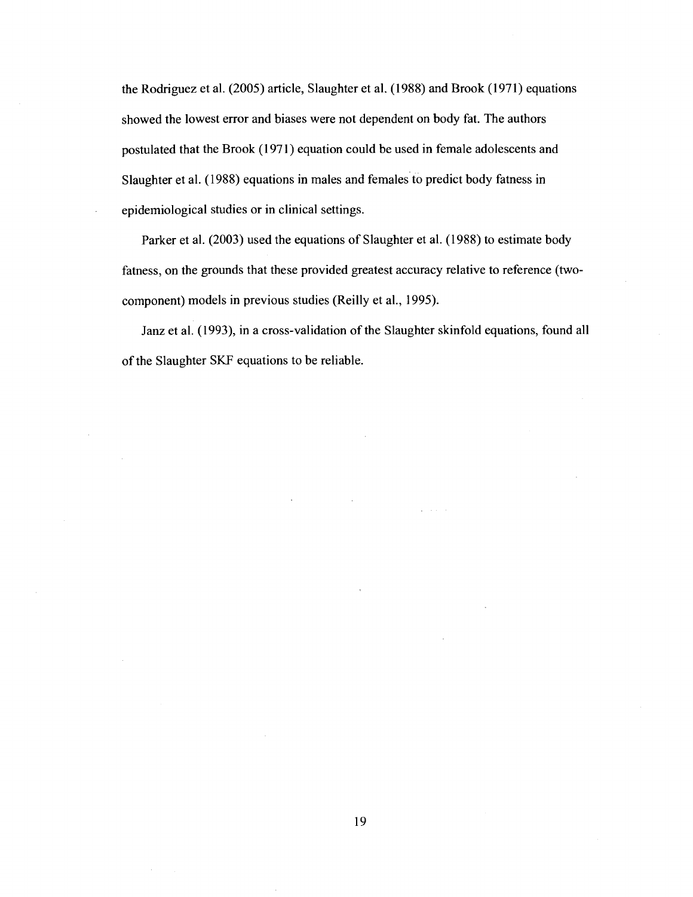the Rodriguez et al. (2005) article, Slaughter et al. (1988) and Brook (1971) equations showed the lowest error and biases were not dependent on body fat. The authors postulated that the Brook (1971) equation could be used in female adolescents and Slaughter et al. (1988) equations in males and females to predict body fatness in epidemiological studies or in clinical settings.

Parker et al. (2003) used the equations of Slaughter et al. (1988) to estimate body fatness, on the grounds that these provided greatest accuracy relative to reference (two-component) models in previous studies (Reilly et al., 1995).

Janz et al. (1993), in a cross-validation of the Slaughter skinfold equations, found all of the Slaughter SKF equations to be reliable.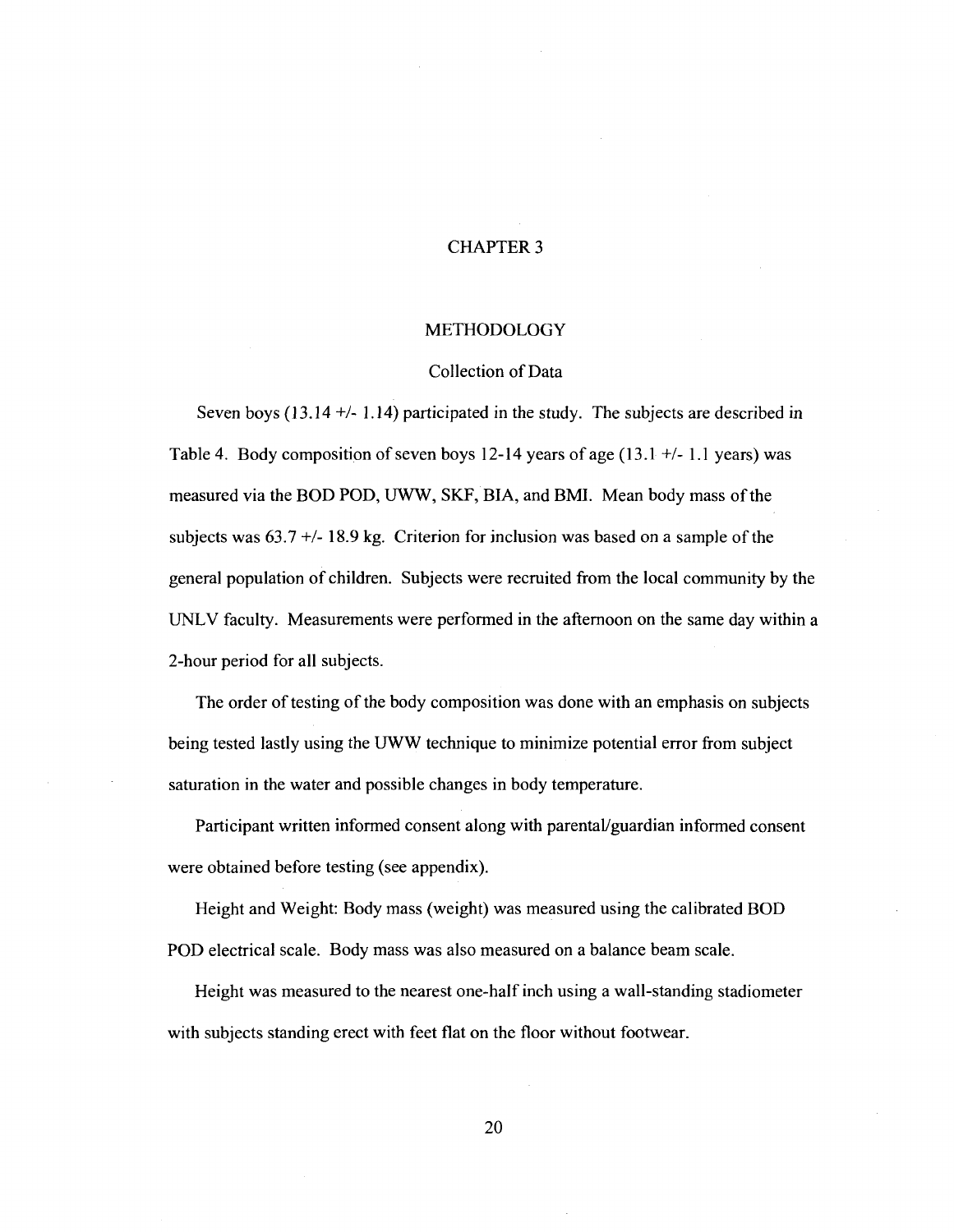# CHAPTER 3

## METHODOLOGY

### Collection of Data

Seven boys (13.14 +/- 1.14) participated in the study. The subjects are described in Table 4. Body composition of seven boys 12-14 years of age (13.1 +/- 1.1 years) was measured via the BOD POD, UWW, SKF, BIA, and BMI. Mean body mass of the subjects was 63.7 +/- 18.9 kg. Criterion for inclusion was based on a sample of the general population of children. Subjects were recruited from the local community by the UNLV faculty. Measurements were performed in the afternoon on the same day within a 2-hour period for all subjects.

The order of testing of the body composition was done with an emphasis on subjects being tested lastly using the UWW technique to minimize potential error from subject saturation in the water and possible changes in body temperature.

Participant written informed consent along with parental/guardian informed consent were obtained before testing (see appendix).

Height and Weight: Body mass (weight) was measured using the calibrated BOD POD electrical scale. Body mass was also measured on a balance beam scale.

Height was measured to the nearest one-half inch using a wall-standing stadiometer with subjects standing erect with feet flat on the floor without footwear.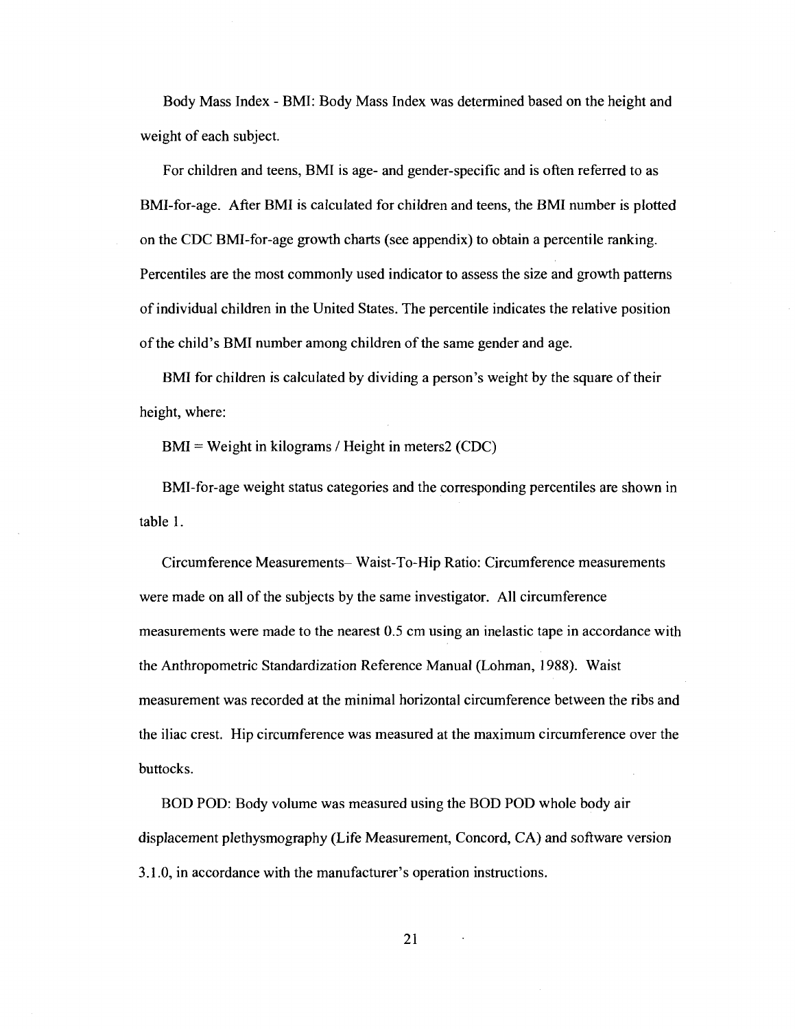Body Mass Index - BMI: Body Mass Index was determined based on the height and weight of each subject.

For children and teens, BMI is age- and gender-specific and is often referred to as BMI-for-age. After BMI is calculated for children and teens, the BMI number is plotted on the CDC BMI-for-age growth charts (see appendix) to obtain a percentile ranking. Percentiles are the most commonly used indicator to assess the size and growth patterns of individual children in the United States. The percentile indicates the relative position of the child's BMI number among children of the same gender and age.

BMI for children is calculated by dividing a person's weight by the square of their height, where:

BMI = Weight in kilograms / Height in meters2 (CDC)

BMI-for-age weight status categories and the corresponding percentiles are shown in table 1.

Circumference Measurements– Waist-To-Hip Ratio: Circumference measurements were made on all of the subjects by the same investigator. All circumference measurements were made to the nearest 0.5 cm using an inelastic tape in accordance with the Anthropometric Standardization Reference Manual (Lohman, 1988). Waist measurement was recorded at the minimal horizontal circumference between the ribs and the iliac crest. Hip circumference was measured at the maximum circumference over the buttocks.

BOD POD: Body volume was measured using the BOD POD whole body air displacement plethysmography (Life Measurement, Concord, CA) and software version 3.1.0, in accordance with the manufacturer's operation instructions.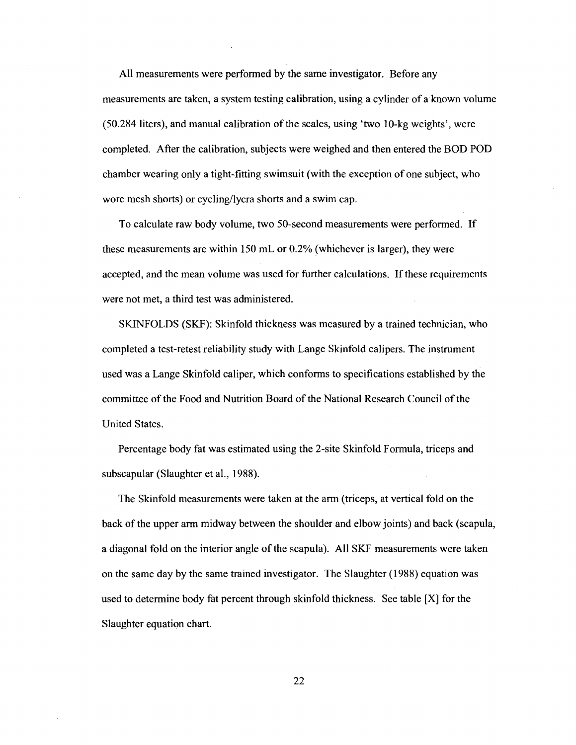All measurements were performed by the same investigator. Before any measurements are taken, a system testing calibration, using a cylinder of a known volume (50.284 liters), and manual calibration of the scales, using 'two 10-kg weights', were completed. After the calibration, subjects were weighed and then entered the BOD POD chamber wearing only a tight-fitting swimsuit (with the exception of one subject, who wore mesh shorts) or cycling/lycra shorts and a swim cap.

To calculate raw body volume, two 50-second measurements were performed. If these measurements are within 150 mL or 0.2% (whichever is larger), they were accepted, and the mean volume was used for further calculations. If these requirements were not met, a third test was administered.

SKINFOLDS (SKF): Skinfold thickness was measured by a trained technician, who completed a test-retest reliability study with Lange Skinfold calipers. The instrument used was a Lange Skinfold caliper, which conforms to specifications established by the committee of the Food and Nutrition Board of the National Research Council of the United States.

Percentage body fat was estimated using the 2-site Skinfold Formula, triceps and subscapular (Slaughter et al., 1988).

The Skinfold measurements were taken at the arm (triceps, at vertical fold on the back of the upper arm midway between the shoulder and elbow joints) and back (scapula, a diagonal fold on the interior angle of the scapula). All SKF measurements were taken on the same day by the same trained investigator. The Slaughter (1988) equation was used to determine body fat percent through skinfold thickness. See table [X] for the Slaughter equation chart.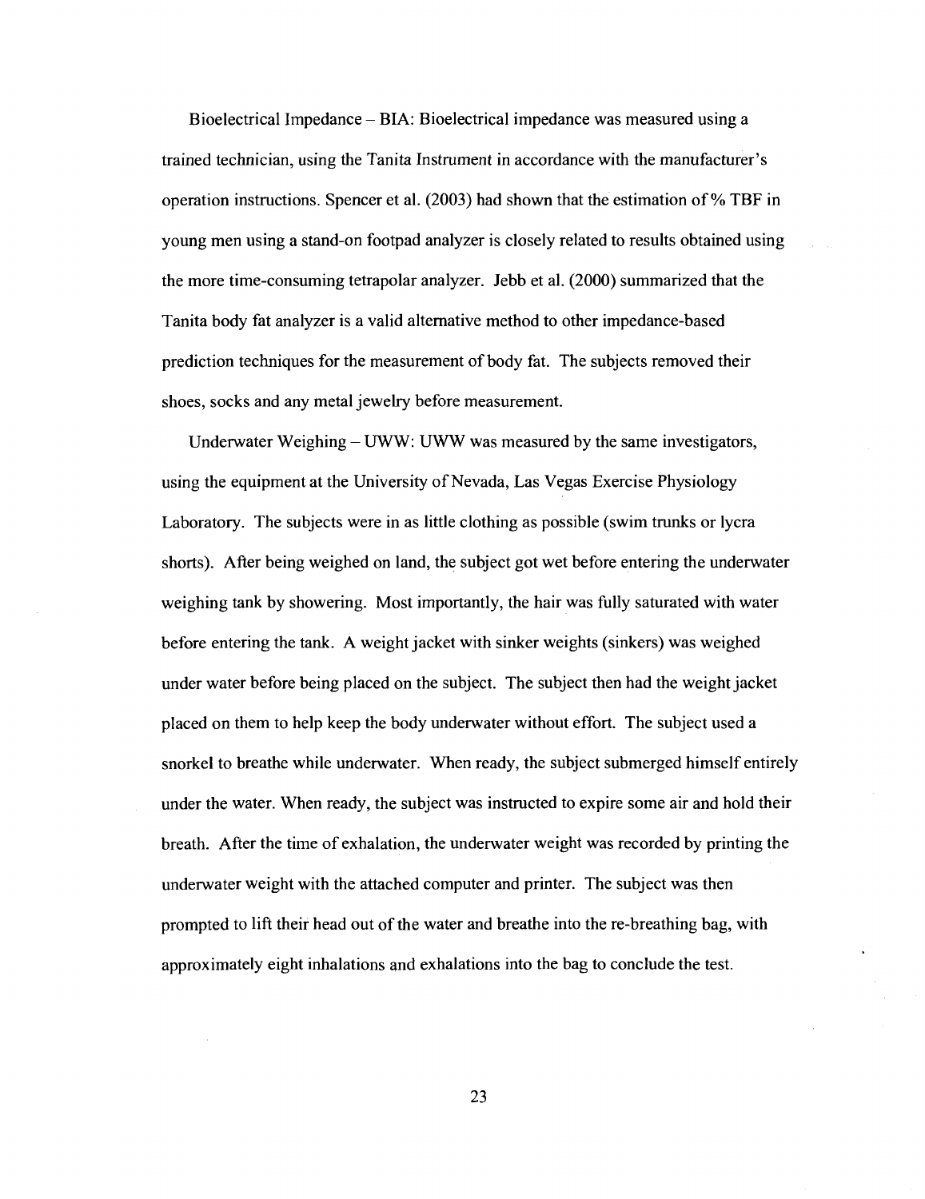Bioelectrical Impedance – BIA: Bioelectrical impedance was measured using a trained technician, using the Tanita Instrument in accordance with the manufacturer's operation instructions. Spencer et al. (2003) had shown that the estimation of % TBF in young men using a stand-on footpad analyzer is closely related to results obtained using the more time-consuming tetrapolar analyzer. Jebb et al. (2000) summarized that the Tanita body fat analyzer is a valid alternative method to other impedance-based prediction techniques for the measurement of body fat. The subjects removed their shoes, socks and any metal jewelry before measurement.

Underwater Weighing – UWW: UWW was measured by the same investigators, using the equipment at the University of Nevada, Las Vegas Exercise Physiology Laboratory. The subjects were in as little clothing as possible (swim trunks or lycra shorts). After being weighed on land, the subject got wet before entering the underwater weighing tank by showering. Most importantly, the hair was fully saturated with water before entering the tank. A weight jacket with sinker weights (sinkers) was weighed under water before being placed on the subject. The subject then had the weight jacket placed on them to help keep the body underwater without effort. The subject used a snorkel to breathe while underwater. When ready, the subject submerged himself entirely under the water. When ready, the subject was instructed to expire some air and hold their breath. After the time of exhalation, the underwater weight was recorded by printing the underwater weight with the attached computer and printer. The subject was then prompted to lift their head out of the water and breathe into the re-breathing bag, with approximately eight inhalations and exhalations into the bag to conclude the test.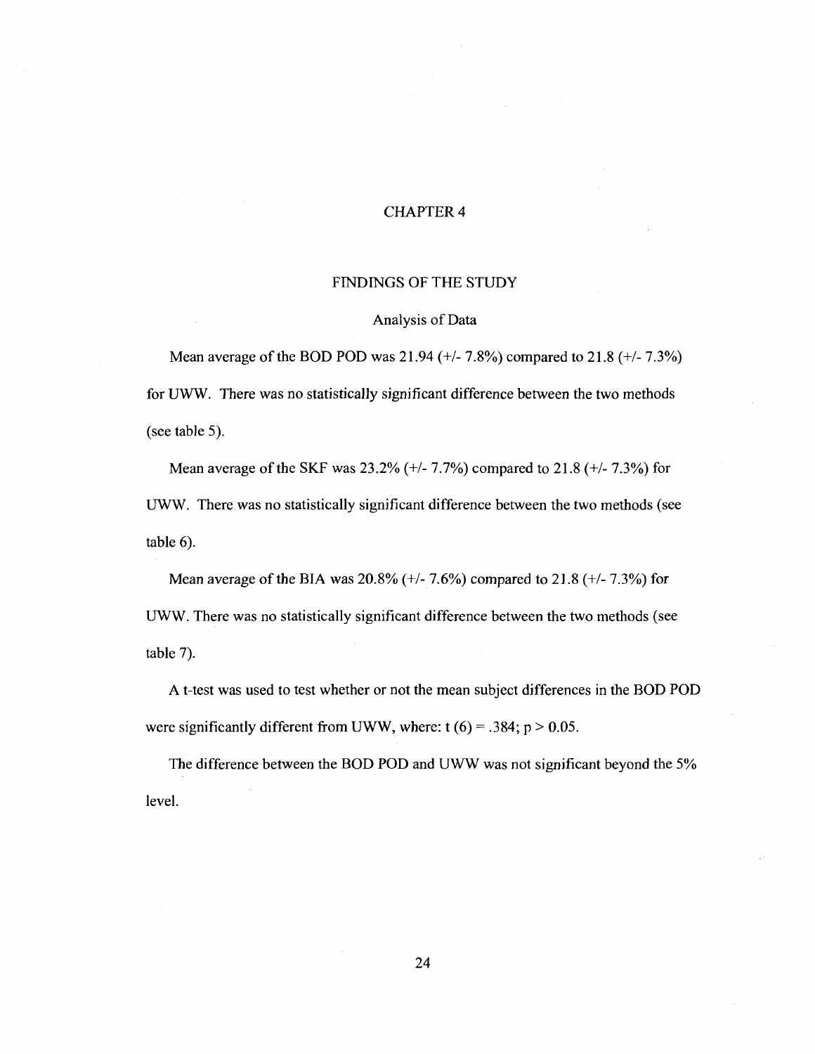# CHAPTER 4

## FINDINGS OF THE STUDY

### Analysis of Data

Mean average of the BOD POD was 21.94 (+/- 7.8%) compared to 21.8 (+/- 7.3%) for UWW. There was no statistically significant difference between the two methods (see table 5).

Mean average of the SKF was 23.2% (+/- 7.7%) compared to 21.8 (+/- 7.3%) for UWW. There was no statistically significant difference between the two methods (see table 6).

Mean average of the BIA was 20.8% (+/- 7.6%) compared to 21.8 (+/- 7.3%) for UWW. There was no statistically significant difference between the two methods (see table 7).

A t-test was used to test whether or not the mean subject differences in the BOD POD were significantly different from UWW, where: $t(6) = .384$; $p > 0.05$.

The difference between the BOD POD and UWW was not significant beyond the 5% level.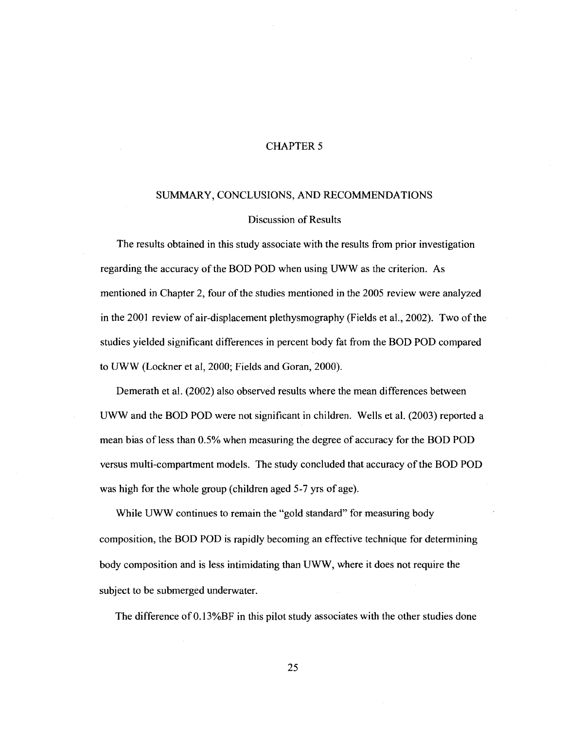# CHAPTER 5

## SUMMARY, CONCLUSIONS, AND RECOMMENDATIONS

### Discussion of Results

The results obtained in this study associate with the results from prior investigation regarding the accuracy of the BOD POD when using UWW as the criterion. As mentioned in Chapter 2, four of the studies mentioned in the 2005 review were analyzed in the 2001 review of air-displacement plethysmography (Fields et al., 2002). Two of the studies yielded significant differences in percent body fat from the BOD POD compared to UWW (Lockner et al, 2000; Fields and Goran, 2000).

Demerath et al. (2002) also observed results where the mean differences between UWW and the BOD POD were not significant in children. Wells et al. (2003) reported a mean bias of less than 0.5% when measuring the degree of accuracy for the BOD POD versus multi-compartment models. The study concluded that accuracy of the BOD POD was high for the whole group (children aged 5-7 yrs of age).

While UWW continues to remain the "gold standard" for measuring body composition, the BOD POD is rapidly becoming an effective technique for determining body composition and is less intimidating than UWW, where it does not require the subject to be submerged underwater.

The difference of 0.13%BF in this pilot study associates with the other studies done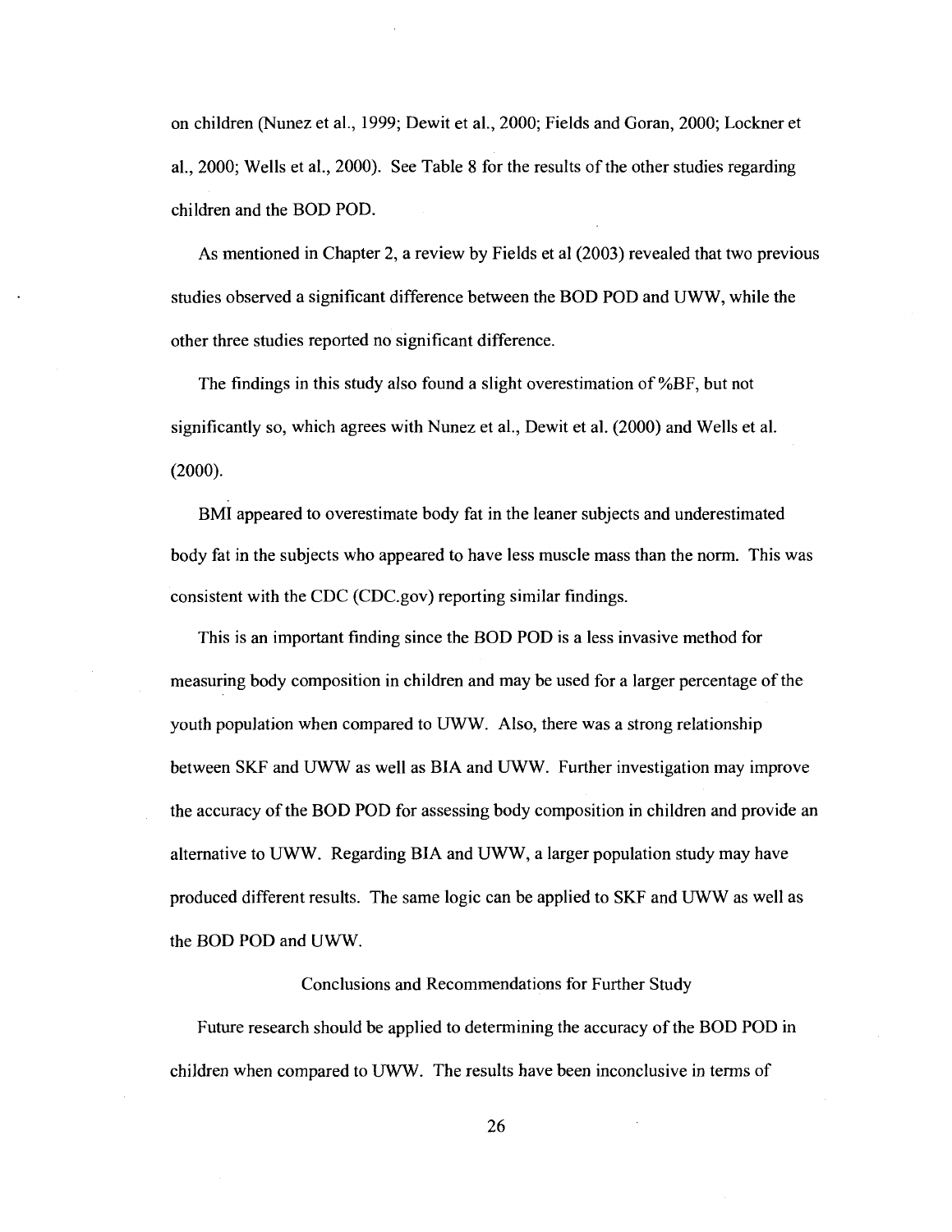on children (Nunez et al., 1999; Dewit et al., 2000; Fields and Goran, 2000; Lockner et al., 2000; Wells et al., 2000). See Table 8 for the results of the other studies regarding children and the BOD POD.

As mentioned in Chapter 2, a review by Fields et al (2003) revealed that two previous studies observed a significant difference between the BOD POD and UWW, while the other three studies reported no significant difference.

The findings in this study also found a slight overestimation of %BF, but not significantly so, which agrees with Nunez et al., Dewit et al. (2000) and Wells et al. (2000).

BMI appeared to overestimate body fat in the leaner subjects and underestimated body fat in the subjects who appeared to have less muscle mass than the norm. This was consistent with the CDC (CDC.gov) reporting similar findings.

This is an important finding since the BOD POD is a less invasive method for measuring body composition in children and may be used for a larger percentage of the youth population when compared to UWW. Also, there was a strong relationship between SKF and UWW as well as BIA and UWW. Further investigation may improve the accuracy of the BOD POD for assessing body composition in children and provide an alternative to UWW. Regarding BIA and UWW, a larger population study may have produced different results. The same logic can be applied to SKF and UWW as well as the BOD POD and UWW.

## Conclusions and Recommendations for Further Study

Future research should be applied to determining the accuracy of the BOD POD in children when compared to UWW. The results have been inconclusive in terms of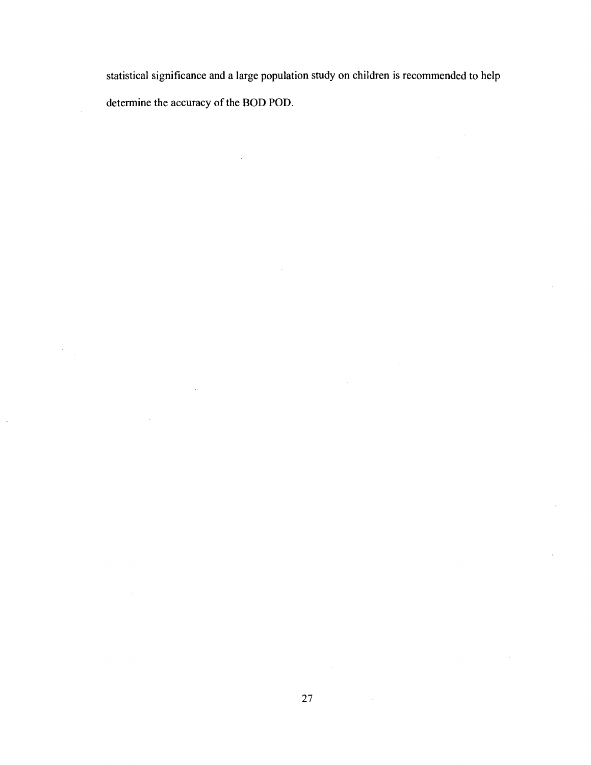statistical significance and a large population study on children is recommended to help determine the accuracy of the BOD POD.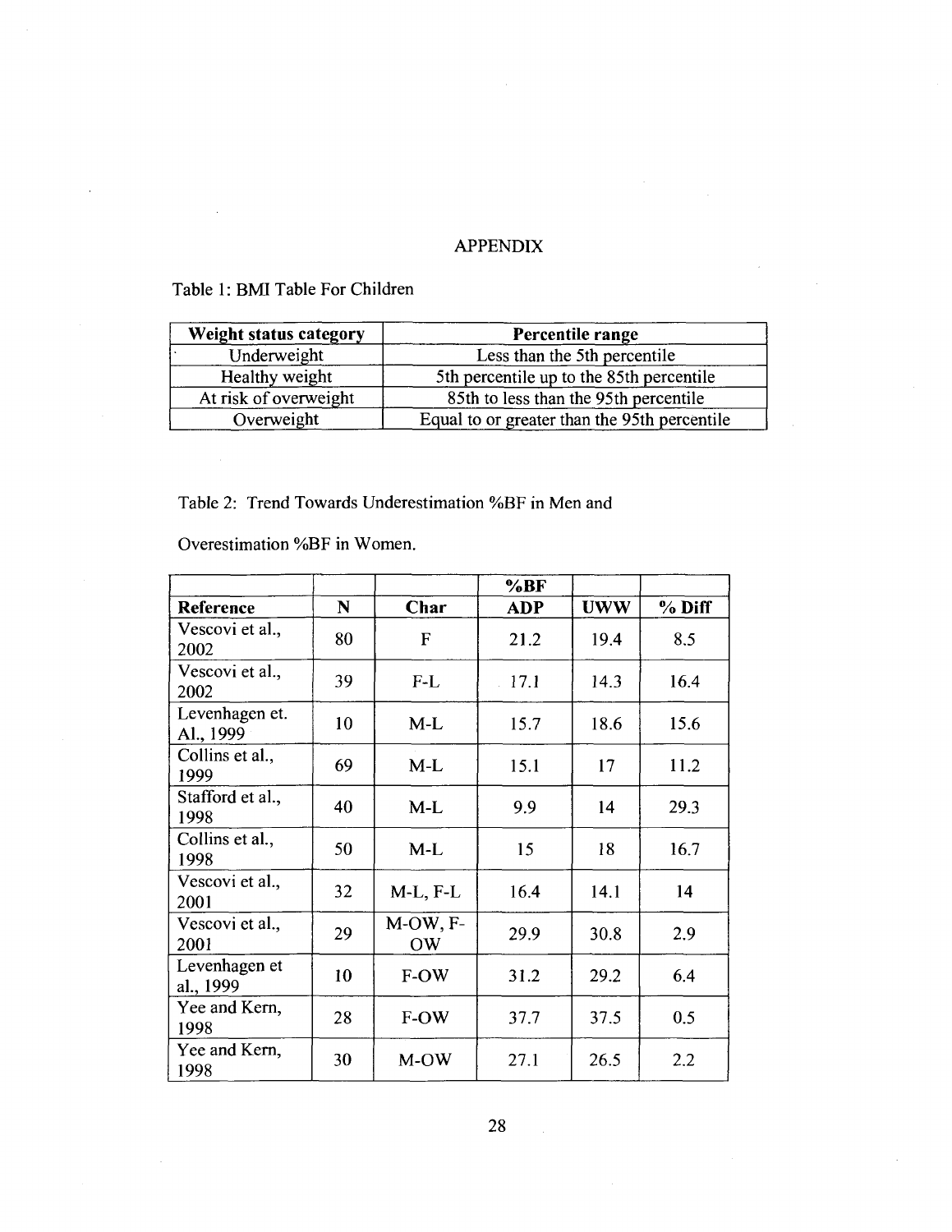# APPENDIX

Table 1: BMI Table For Children

| Weight status category | Percentile range |
|---|---|
| Underweight | Less than the 5th percentile |
| Healthy weight | 5th percentile up to the 85th percentile |
| At risk of overweight | 85th to less than the 95th percentile |
| Overweight | Equal to or greater than the 95th percentile |

Table 2: Trend Towards Underestimation %BF in Men and Overestimation %BF in Women.

| | | | %BF | | |
|---|---|---|---|---|---|
| **Reference** | **N** | **Char** | **ADP** | **UWW** | **% Diff** |
| Vescovi et al., 2002 | 80 | F | 21.2 | 19.4 | 8.5 |
| Vescovi et al., 2002 | 39 | F-L | 17.1 | 14.3 | 16.4 |
| Levenhagen et. Al., 1999 | 10 | M-L | 15.7 | 18.6 | 15.6 |
| Collins et al., 1999 | 69 | M-L | 15.1 | 17 | 11.2 |
| Stafford et al., 1998 | 40 | M-L | 9.9 | 14 | 29.3 |
| Collins et al., 1998 | 50 | M-L | 15 | 18 | 16.7 |
| Vescovi et al., 2001 | 32 | M-L, F-L | 16.4 | 14.1 | 14 |
| Vescovi et al., 2001 | 29 | M-OW, F-OW | 29.9 | 30.8 | 2.9 |
| Levenhagen et al., 1999 | 10 | F-OW | 31.2 | 29.2 | 6.4 |
| Yee and Kern, 1998 | 28 | F-OW | 37.7 | 37.5 | 0.5 |
| Yee and Kern, 1998 | 30 | M-OW | 27.1 | 26.5 | 2.2 |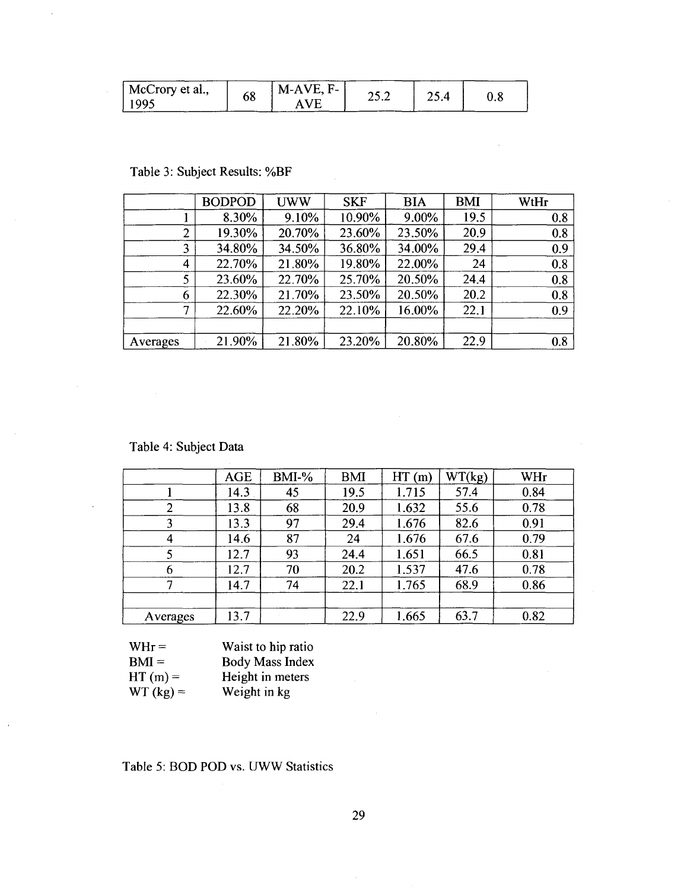| McCrory et al., 1995 | 68 | M-AVE, F-AVE | 25.2 | 25.4 | 0.8 |
|---|---|---|---|---|---|

Table 3: Subject Results: %BF

| | BODPOD | UWW | SKF | BIA | BMI | WtHr |
|---|---|---|---|---|---|---|
| 1 | 8.30% | 9.10% | 10.90% | 9.00% | 19.5 | 0.8 |
| 2 | 19.30% | 20.70% | 23.60% | 23.50% | 20.9 | 0.8 |
| 3 | 34.80% | 34.50% | 36.80% | 34.00% | 29.4 | 0.9 |
| 4 | 22.70% | 21.80% | 19.80% | 22.00% | 24 | 0.8 |
| 5 | 23.60% | 22.70% | 25.70% | 20.50% | 24.4 | 0.8 |
| 6 | 22.30% | 21.70% | 23.50% | 20.50% | 20.2 | 0.8 |
| 7 | 22.60% | 22.20% | 22.10% | 16.00% | 22.1 | 0.9 |
| | | | | | | |
| Averages | 21.90% | 21.80% | 23.20% | 20.80% | 22.9 | 0.8 |

Table 4: Subject Data

| | AGE | BMI-% | BMI | HT (m) | WT(kg) | WHr |
|---|---|---|---|---|---|---|
| 1 | 14.3 | 45 | 19.5 | 1.715 | 57.4 | 0.84 |
| 2 | 13.8 | 68 | 20.9 | 1.632 | 55.6 | 0.78 |
| 3 | 13.3 | 97 | 29.4 | 1.676 | 82.6 | 0.91 |
| 4 | 14.6 | 87 | 24 | 1.676 | 67.6 | 0.79 |
| 5 | 12.7 | 93 | 24.4 | 1.651 | 66.5 | 0.81 |
| 6 | 12.7 | 70 | 20.2 | 1.537 | 47.6 | 0.78 |
| 7 | 14.7 | 74 | 22.1 | 1.765 | 68.9 | 0.86 |
| | | | | | | |
| Averages | 13.7 | | 22.9 | 1.665 | 63.7 | 0.82 |

WHr = Waist to hip ratio
BMI = Body Mass Index
HT (m) = Height in meters
WT (kg) = Weight in kg

Table 5: BOD POD vs. UWW Statistics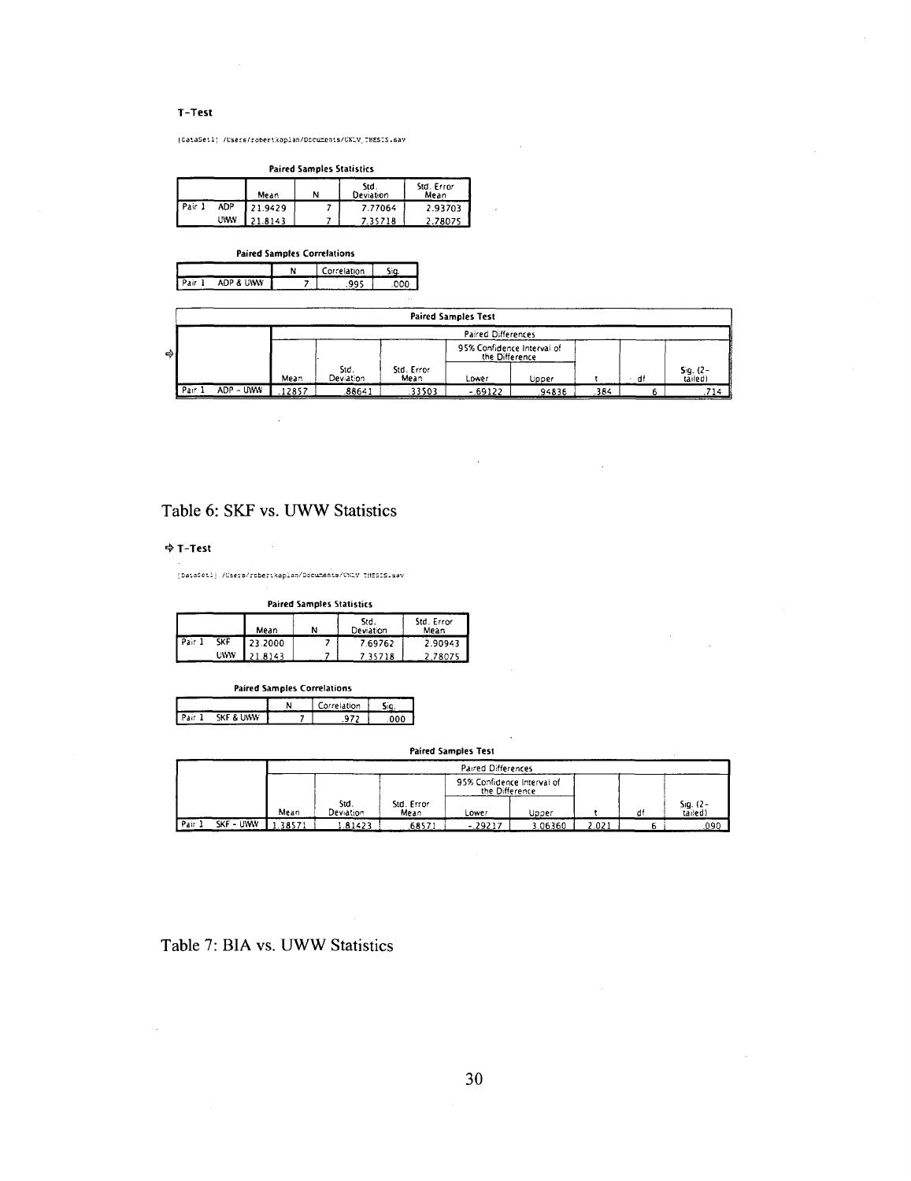**T-Test**

[DataSet1] /Users/robertkaplan/Documents/UNLV THESIS.sav

**Paired Samples Statistics**

| | | Mean | N | Std. Deviation | Std. Error Mean |
|---|---|---|---|---|---|
| Pair 1 | ADP | 21.9429 | 7 | 7.77064 | 2.93703 |
| | UWW | 21.8143 | 7 | 7.35718 | 2.78075 |

**Paired Samples Correlations**

| | | N | Correlation | Sig. |
|---|---|---|---|---|
| Pair 1 | ADP & UWW | 7 | .995 | .000 |

**Paired Samples Test**

| | | Paired Differences | | | | | t | df | Sig. (2-tailed) |
|---|---|---|---|---|---|---|---|---|---|
| | | Mean | Std. Deviation | Std. Error Mean | 95% Confidence Interval of the Difference | | | | |
| | | | | | Lower | Upper | | | |
| Pair 1 | ADP - UWW | .12857 | .88641 | .33503 | -.69122 | .94836 | .384 | 6 | .714 |

# Table 6: SKF vs. UWW Statistics

**T-Test**

[DataSet1] /Users/robertkaplan/Documents/UNLV THESIS.sav

**Paired Samples Statistics**

| | | Mean | N | Std. Deviation | Std. Error Mean |
|---|---|---|---|---|---|
| Pair 1 | SKF | 23.2000 | 7 | 7.69762 | 2.90943 |
| | UWW | 21.8143 | 7 | 7.35718 | 2.78075 |

**Paired Samples Correlations**

| | | N | Correlation | Sig. |
|---|---|---|---|---|
| Pair 1 | SKF & UWW | 7 | .972 | .000 |

**Paired Samples Test**

| | | Paired Differences | | | | | t | df | Sig. (2-tailed) |
|---|---|---|---|---|---|---|---|---|---|
| | | Mean | Std. Deviation | Std. Error Mean | 95% Confidence Interval of the Difference | | | | |
| | | | | | Lower | Upper | | | |
| Pair 1 | SKF - UWW | 1.38571 | 1.81423 | .68571 | -.29217 | 3.06360 | 2.021 | 6 | .090 |

# Table 7: BIA vs. UWW Statistics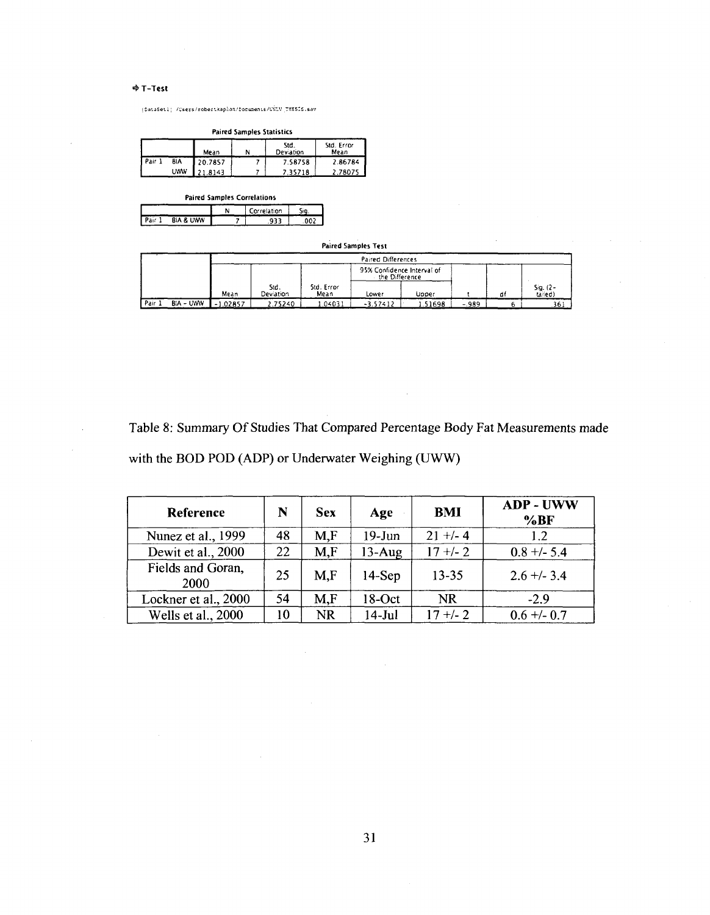**T-Test**

[DataSet1] /Users/robertkaplan/Documents/UNLV THESIS.sav

**Paired Samples Statistics**

| | | Mean | N | Std. Deviation | Std. Error Mean |
|---|---|---|---|---|---|
| Pair 1 | BIA | 20.7857 | 7 | 7.58758 | 2.86784 |
| | UWW | 21.8143 | 7 | 7.35718 | 2.78075 |

**Paired Samples Correlations**

| | | N | Correlation | Sig. |
|---|---|---|---|---|
| Pair 1 | BIA & UWW | 7 | .933 | .002 |

**Paired Samples Test**

| | | Paired Differences | | | | | t | df | Sig. (2-tailed) |
|---|---|---|---|---|---|---|---|---|---|
| | | | | | 95% Confidence Interval of the Difference | | | | |
| | | Mean | Std. Deviation | Std. Error Mean | Lower | Upper | | | |
| Pair 1 | BIA - UWW | -1.02857 | 2.75240 | 1.04031 | -3.57412 | 1.51698 | -.989 | 6 | .361 |

Table 8: Summary Of Studies That Compared Percentage Body Fat Measurements made with the BOD POD (ADP) or Underwater Weighing (UWW)

| Reference | N | Sex | Age | BMI | ADP - UWW %BF |
|---|---|---|---|---|---|
| Nunez et al., 1999 | 48 | M,F | 19-Jun | 21 +/- 4 | 1.2 |
| Dewit et al., 2000 | 22 | M,F | 13-Aug | 17 +/- 2 | 0.8 +/- 5.4 |
| Fields and Goran, 2000 | 25 | M,F | 14-Sep | 13-35 | 2.6 +/- 3.4 |
| Lockner et al., 2000 | 54 | M,F | 18-Oct | NR | -2.9 |
| Wells et al., 2000 | 10 | NR | 14-Jul | 17 +/- 2 | 0.6 +/- 0.7 |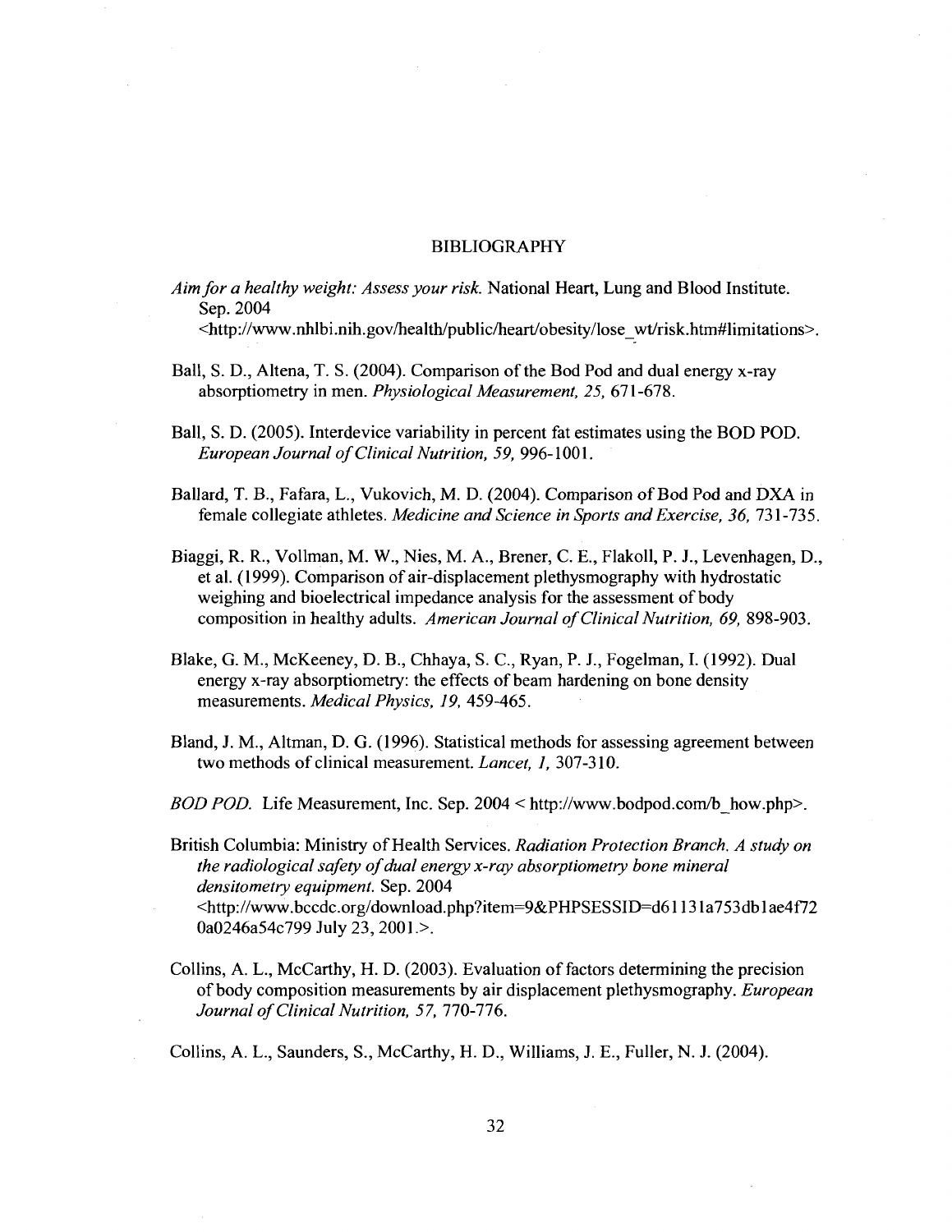# BIBLIOGRAPHY

*Aim for a healthy weight: Assess your risk.* National Heart, Lung and Blood Institute. Sep. 2004 <http://www.nhlbi.nih.gov/health/public/heart/obesity/lose_wt/risk.htm#limitations>.

Ball, S. D., Altena, T. S. (2004). Comparison of the Bod Pod and dual energy x-ray absorptiometry in men. *Physiological Measurement, 25,* 671-678.

Ball, S. D. (2005). Interdevice variability in percent fat estimates using the BOD POD. *European Journal of Clinical Nutrition, 59,* 996-1001.

Ballard, T. B., Fafara, L., Vukovich, M. D. (2004). Comparison of Bod Pod and DXA in female collegiate athletes. *Medicine and Science in Sports and Exercise, 36,* 731-735.

Biaggi, R. R., Vollman, M. W., Nies, M. A., Brener, C. E., Flakoll, P. J., Levenhagen, D., et al. (1999). Comparison of air-displacement plethysmography with hydrostatic weighing and bioelectrical impedance analysis for the assessment of body composition in healthy adults. *American Journal of Clinical Nutrition, 69,* 898-903.

Blake, G. M., McKeeney, D. B., Chhaya, S. C., Ryan, P. J., Fogelman, I. (1992). Dual energy x-ray absorptiometry: the effects of beam hardening on bone density measurements. *Medical Physics, 19,* 459-465.

Bland, J. M., Altman, D. G. (1996). Statistical methods for assessing agreement between two methods of clinical measurement. *Lancet, 1,* 307-310.

*BOD POD.* Life Measurement, Inc. Sep. 2004 < http://www.bodpod.com/b_how.php>.

British Columbia: Ministry of Health Services. *Radiation Protection Branch. A study on the radiological safety of dual energy x-ray absorptiometry bone mineral densitometry equipment.* Sep. 2004 <http://www.bccdc.org/download.php?item=9&PHPSESSID=d61131a753db1ae4f720a0246a54c799 July 23, 2001.>.

Collins, A. L., McCarthy, H. D. (2003). Evaluation of factors determining the precision of body composition measurements by air displacement plethysmography. *European Journal of Clinical Nutrition, 57,* 770-776.

Collins, A. L., Saunders, S., McCarthy, H. D., Williams, J. E., Fuller, N. J. (2004).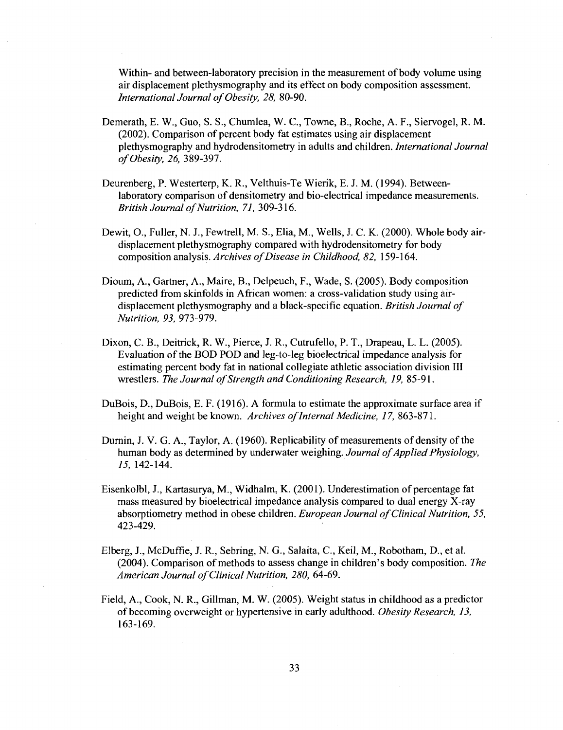Within- and between-laboratory precision in the measurement of body volume using air displacement plethysmography and its effect on body composition assessment. *International Journal of Obesity, 28,* 80-90.

Demerath, E. W., Guo, S. S., Chumlea, W. C., Towne, B., Roche, A. F., Siervogel, R. M. (2002). Comparison of percent body fat estimates using air displacement plethysmography and hydrodensitometry in adults and children. *International Journal of Obesity, 26,* 389-397.

Deurenberg, P. Westerterp, K. R., Velthuis-Te Wierik, E. J. M. (1994). Between-laboratory comparison of densitometry and bio-electrical impedance measurements. *British Journal of Nutrition, 71,* 309-316.

Dewit, O., Fuller, N. J., Fewtrell, M. S., Elia, M., Wells, J. C. K. (2000). Whole body air-displacement plethysmography compared with hydrodensitometry for body composition analysis. *Archives of Disease in Childhood, 82,* 159-164.

Dioum, A., Gartner, A., Maire, B., Delpeuch, F., Wade, S. (2005). Body composition predicted from skinfolds in African women: a cross-validation study using air-displacement plethysmography and a black-specific equation. *British Journal of Nutrition, 93,* 973-979.

Dixon, C. B., Deitrick, R. W., Pierce, J. R., Cutrufello, P. T., Drapeau, L. L. (2005). Evaluation of the BOD POD and leg-to-leg bioelectrical impedance analysis for estimating percent body fat in national collegiate athletic association division III wrestlers. *The Journal of Strength and Conditioning Research, 19,* 85-91.

DuBois, D., DuBois, E. F. (1916). A formula to estimate the approximate surface area if height and weight be known. *Archives of Internal Medicine, 17,* 863-871.

Durnin, J. V. G. A., Taylor, A. (1960). Replicability of measurements of density of the human body as determined by underwater weighing. *Journal of Applied Physiology, 15,* 142-144.

Eisenkolbl, J., Kartasurya, M., Widhalm, K. (2001). Underestimation of percentage fat mass measured by bioelectrical impedance analysis compared to dual energy X-ray absorptiometry method in obese children. *European Journal of Clinical Nutrition, 55,* 423-429.

Elberg, J., McDuffie, J. R., Sebring, N. G., Salaita, C., Keil, M., Robotham, D., et al. (2004). Comparison of methods to assess change in children's body composition. *The American Journal of Clinical Nutrition, 280,* 64-69.

Field, A., Cook, N. R., Gillman, M. W. (2005). Weight status in childhood as a predictor of becoming overweight or hypertensive in early adulthood. *Obesity Research, 13,* 163-169.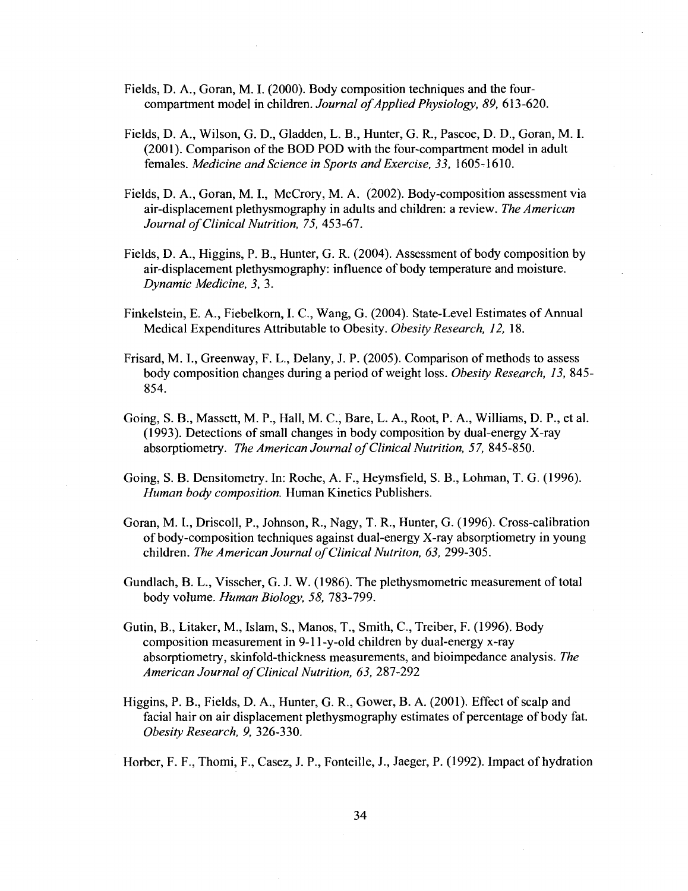Fields, D. A., Goran, M. I. (2000). Body composition techniques and the four-compartment model in children. *Journal of Applied Physiology, 89,* 613-620.

Fields, D. A., Wilson, G. D., Gladden, L. B., Hunter, G. R., Pascoe, D. D., Goran, M. I. (2001). Comparison of the BOD POD with the four-compartment model in adult females. *Medicine and Science in Sports and Exercise, 33,* 1605-1610.

Fields, D. A., Goran, M. I., McCrory, M. A. (2002). Body-composition assessment via air-displacement plethysmography in adults and children: a review. *The American Journal of Clinical Nutrition, 75,* 453-67.

Fields, D. A., Higgins, P. B., Hunter, G. R. (2004). Assessment of body composition by air-displacement plethysmography: influence of body temperature and moisture. *Dynamic Medicine, 3,* 3.

Finkelstein, E. A., Fiebelkorn, I. C., Wang, G. (2004). State-Level Estimates of Annual Medical Expenditures Attributable to Obesity. *Obesity Research, 12,* 18.

Frisard, M. I., Greenway, F. L., Delany, J. P. (2005). Comparison of methods to assess body composition changes during a period of weight loss. *Obesity Research, 13,* 845-854.

Going, S. B., Massett, M. P., Hall, M. C., Bare, L. A., Root, P. A., Williams, D. P., et al. (1993). Detections of small changes in body composition by dual-energy X-ray absorptiometry. *The American Journal of Clinical Nutrition, 57,* 845-850.

Going, S. B. Densitometry. In: Roche, A. F., Heymsfield, S. B., Lohman, T. G. (1996). *Human body composition.* Human Kinetics Publishers.

Goran, M. I., Driscoll, P., Johnson, R., Nagy, T. R., Hunter, G. (1996). Cross-calibration of body-composition techniques against dual-energy X-ray absorptiometry in young children. *The American Journal of Clinical Nutriton, 63,* 299-305.

Gundlach, B. L., Visscher, G. J. W. (1986). The plethysmometric measurement of total body volume. *Human Biology, 58,* 783-799.

Gutin, B., Litaker, M., Islam, S., Manos, T., Smith, C., Treiber, F. (1996). Body composition measurement in 9-11-y-old children by dual-energy x-ray absorptiometry, skinfold-thickness measurements, and bioimpedance analysis. *The American Journal of Clinical Nutrition, 63,* 287-292

Higgins, P. B., Fields, D. A., Hunter, G. R., Gower, B. A. (2001). Effect of scalp and facial hair on air displacement plethysmography estimates of percentage of body fat. *Obesity Research, 9,* 326-330.

Horber, F. F., Thomi, F., Casez, J. P., Fonteille, J., Jaeger, P. (1992). Impact of hydration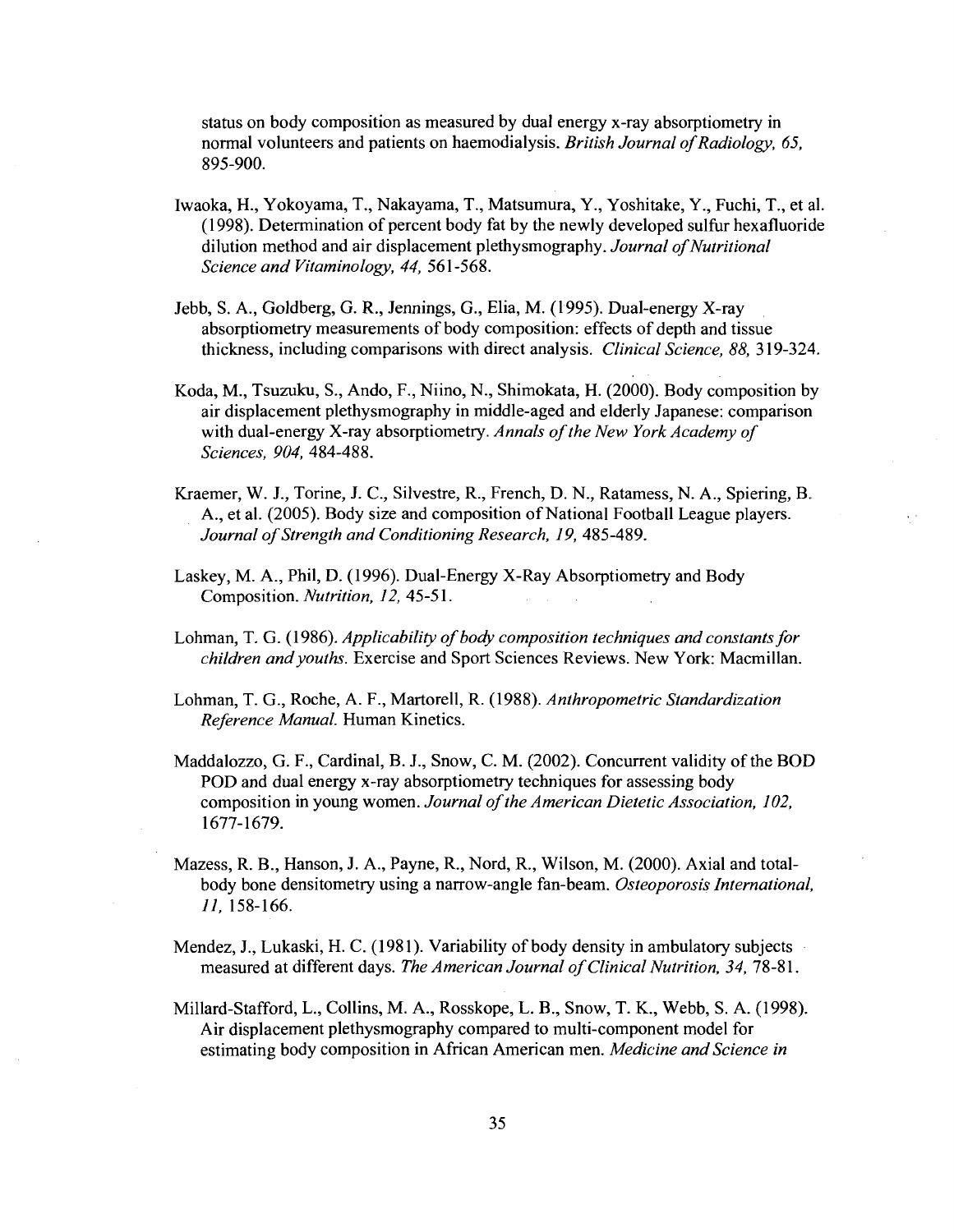status on body composition as measured by dual energy x-ray absorptiometry in normal volunteers and patients on haemodialysis. *British Journal of Radiology, 65,* 895-900.

Iwaoka, H., Yokoyama, T., Nakayama, T., Matsumura, Y., Yoshitake, Y., Fuchi, T., et al. (1998). Determination of percent body fat by the newly developed sulfur hexafluoride dilution method and air displacement plethysmography. *Journal of Nutritional Science and Vitaminology, 44,* 561-568.

Jebb, S. A., Goldberg, G. R., Jennings, G., Elia, M. (1995). Dual-energy X-ray absorptiometry measurements of body composition: effects of depth and tissue thickness, including comparisons with direct analysis. *Clinical Science, 88,* 319-324.

Koda, M., Tsuzuku, S., Ando, F., Niino, N., Shimokata, H. (2000). Body composition by air displacement plethysmography in middle-aged and elderly Japanese: comparison with dual-energy X-ray absorptiometry. *Annals of the New York Academy of Sciences, 904,* 484-488.

Kraemer, W. J., Torine, J. C., Silvestre, R., French, D. N., Ratamess, N. A., Spiering, B. A., et al. (2005). Body size and composition of National Football League players. *Journal of Strength and Conditioning Research, 19,* 485-489.

Laskey, M. A., Phil, D. (1996). Dual-Energy X-Ray Absorptiometry and Body Composition. *Nutrition, 12,* 45-51.

Lohman, T. G. (1986). *Applicability of body composition techniques and constants for children and youths.* Exercise and Sport Sciences Reviews. New York: Macmillan.

Lohman, T. G., Roche, A. F., Martorell, R. (1988). *Anthropometric Standardization Reference Manual.* Human Kinetics.

Maddalozzo, G. F., Cardinal, B. J., Snow, C. M. (2002). Concurrent validity of the BOD POD and dual energy x-ray absorptiometry techniques for assessing body composition in young women. *Journal of the American Dietetic Association, 102,* 1677-1679.

Mazess, R. B., Hanson, J. A., Payne, R., Nord, R., Wilson, M. (2000). Axial and total-body bone densitometry using a narrow-angle fan-beam. *Osteoporosis International, 11,* 158-166.

Mendez, J., Lukaski, H. C. (1981). Variability of body density in ambulatory subjects measured at different days. *The American Journal of Clinical Nutrition, 34,* 78-81.

Millard-Stafford, L., Collins, M. A., Rosskope, L. B., Snow, T. K., Webb, S. A. (1998). Air displacement plethysmography compared to multi-component model for estimating body composition in African American men. *Medicine and Science in*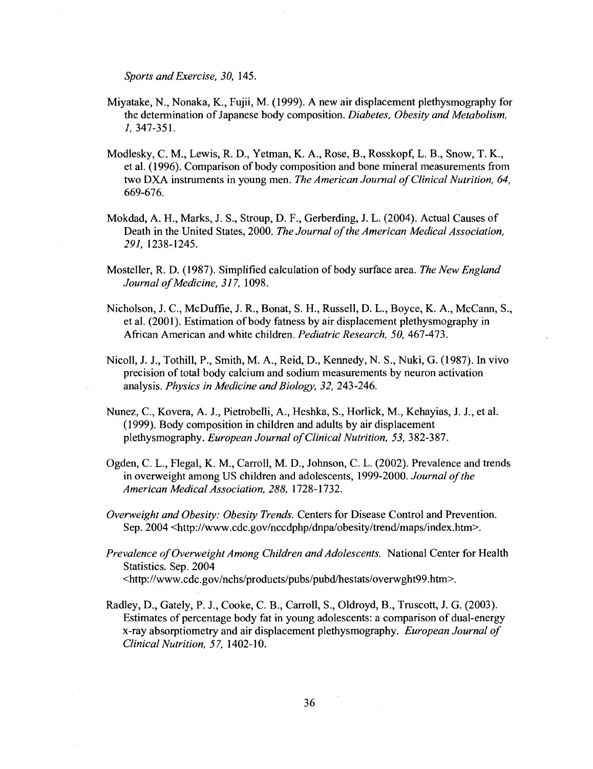*Sports and Exercise, 30,* 145.

Miyatake, N., Nonaka, K., Fujii, M. (1999). A new air displacement plethysmography for the determination of Japanese body composition. *Diabetes, Obesity and Metabolism, 1,* 347-351.

Modlesky, C. M., Lewis, R. D., Yetman, K. A., Rose, B., Rosskopf, L. B., Snow, T. K., et al. (1996). Comparison of body composition and bone mineral measurements from two DXA instruments in young men. *The American Journal of Clinical Nutrition, 64,* 669-676.

Mokdad, A. H., Marks, J. S., Stroup, D. F., Gerberding, J. L. (2004). Actual Causes of Death in the United States, 2000. *The Journal of the American Medical Association, 291,* 1238-1245.

Mosteller, R. D. (1987). Simplified calculation of body surface area. *The New England Journal of Medicine, 317,* 1098.

Nicholson, J. C., McDuffie, J. R., Bonat, S. H., Russell, D. L., Boyce, K. A., McCann, S., et al. (2001). Estimation of body fatness by air displacement plethysmography in African American and white children. *Pediatric Research, 50,* 467-473.

Nicoll, J. J., Tothill, P., Smith, M. A., Reid, D., Kennedy, N. S., Nuki, G. (1987). In vivo precision of total body calcium and sodium measurements by neuron activation analysis. *Physics in Medicine and Biology, 32,* 243-246.

Nunez, C., Kovera, A. J., Pietrobelli, A., Heshka, S., Horlick, M., Kehayias, J. J., et al. (1999). Body composition in children and adults by air displacement plethysmography. *European Journal of Clinical Nutrition, 53,* 382-387.

Ogden, C. L., Flegal, K. M., Carroll, M. D., Johnson, C. L. (2002). Prevalence and trends in overweight among US children and adolescents, 1999-2000. *Journal of the American Medical Association, 288,* 1728-1732.

*Overweight and Obesity: Obesity Trends.* Centers for Disease Control and Prevention. Sep. 2004 <http://www.cdc.gov/nccdphp/dnpa/obesity/trend/maps/index.htm>.

*Prevalence of Overweight Among Children and Adolescents.* National Center for Health Statistics. Sep. 2004 <http://www.cdc.gov/nchs/products/pubs/pubd/hestats/overwght99.htm>.

Radley, D., Gately, P. J., Cooke, C. B., Carroll, S., Oldroyd, B., Truscott, J. G. (2003). Estimates of percentage body fat in young adolescents: a comparison of dual-energy x-ray absorptiometry and air displacement plethysmography. *European Journal of Clinical Nutrition, 57,* 1402-10.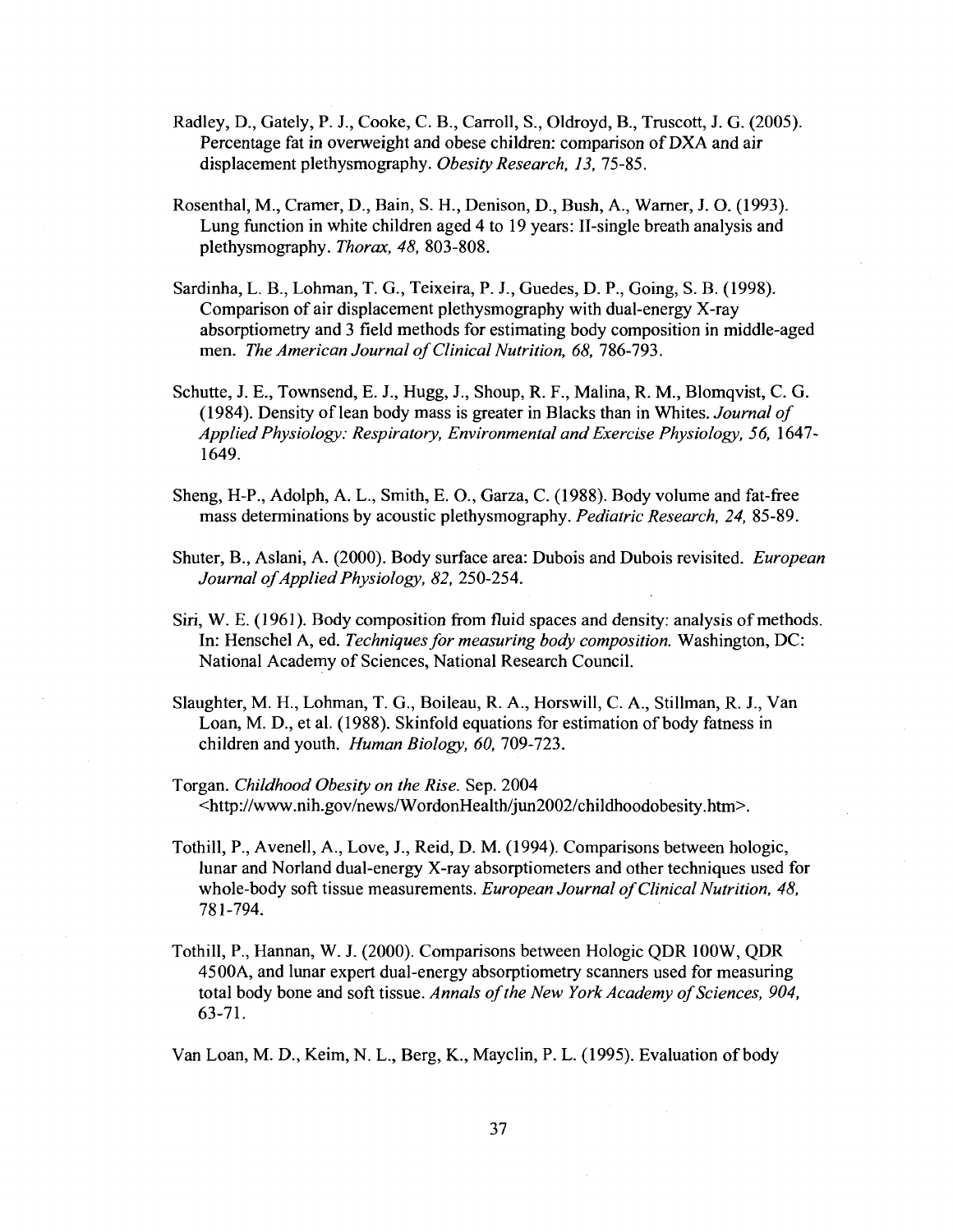Radley, D., Gately, P. J., Cooke, C. B., Carroll, S., Oldroyd, B., Truscott, J. G. (2005). Percentage fat in overweight and obese children: comparison of DXA and air displacement plethysmography. *Obesity Research, 13,* 75-85.

Rosenthal, M., Cramer, D., Bain, S. H., Denison, D., Bush, A., Warner, J. O. (1993). Lung function in white children aged 4 to 19 years: II-single breath analysis and plethysmography. *Thorax, 48,* 803-808.

Sardinha, L. B., Lohman, T. G., Teixeira, P. J., Guedes, D. P., Going, S. B. (1998). Comparison of air displacement plethysmography with dual-energy X-ray absorptiometry and 3 field methods for estimating body composition in middle-aged men. *The American Journal of Clinical Nutrition, 68,* 786-793.

Schutte, J. E., Townsend, E. J., Hugg, J., Shoup, R. F., Malina, R. M., Blomqvist, C. G. (1984). Density of lean body mass is greater in Blacks than in Whites. *Journal of Applied Physiology: Respiratory, Environmental and Exercise Physiology, 56,* 1647-1649.

Sheng, H-P., Adolph, A. L., Smith, E. O., Garza, C. (1988). Body volume and fat-free mass determinations by acoustic plethysmography. *Pediatric Research, 24,* 85-89.

Shuter, B., Aslani, A. (2000). Body surface area: Dubois and Dubois revisited. *European Journal of Applied Physiology, 82,* 250-254.

Siri, W. E. (1961). Body composition from fluid spaces and density: analysis of methods. In: Henschel A, ed. *Techniques for measuring body composition.* Washington, DC: National Academy of Sciences, National Research Council.

Slaughter, M. H., Lohman, T. G., Boileau, R. A., Horswill, C. A., Stillman, R. J., Van Loan, M. D., et al. (1988). Skinfold equations for estimation of body fatness in children and youth. *Human Biology, 60,* 709-723.

Torgan. *Childhood Obesity on the Rise.* Sep. 2004 <http://www.nih.gov/news/WordonHealth/jun2002/childhoodobesity.htm>.

Tothill, P., Avenell, A., Love, J., Reid, D. M. (1994). Comparisons between hologic, lunar and Norland dual-energy X-ray absorptiometers and other techniques used for whole-body soft tissue measurements. *European Journal of Clinical Nutrition, 48,* 781-794.

Tothill, P., Hannan, W. J. (2000). Comparisons between Hologic QDR 100W, QDR 4500A, and lunar expert dual-energy absorptiometry scanners used for measuring total body bone and soft tissue. *Annals of the New York Academy of Sciences, 904,* 63-71.

Van Loan, M. D., Keim, N. L., Berg, K., Mayclin, P. L. (1995). Evaluation of body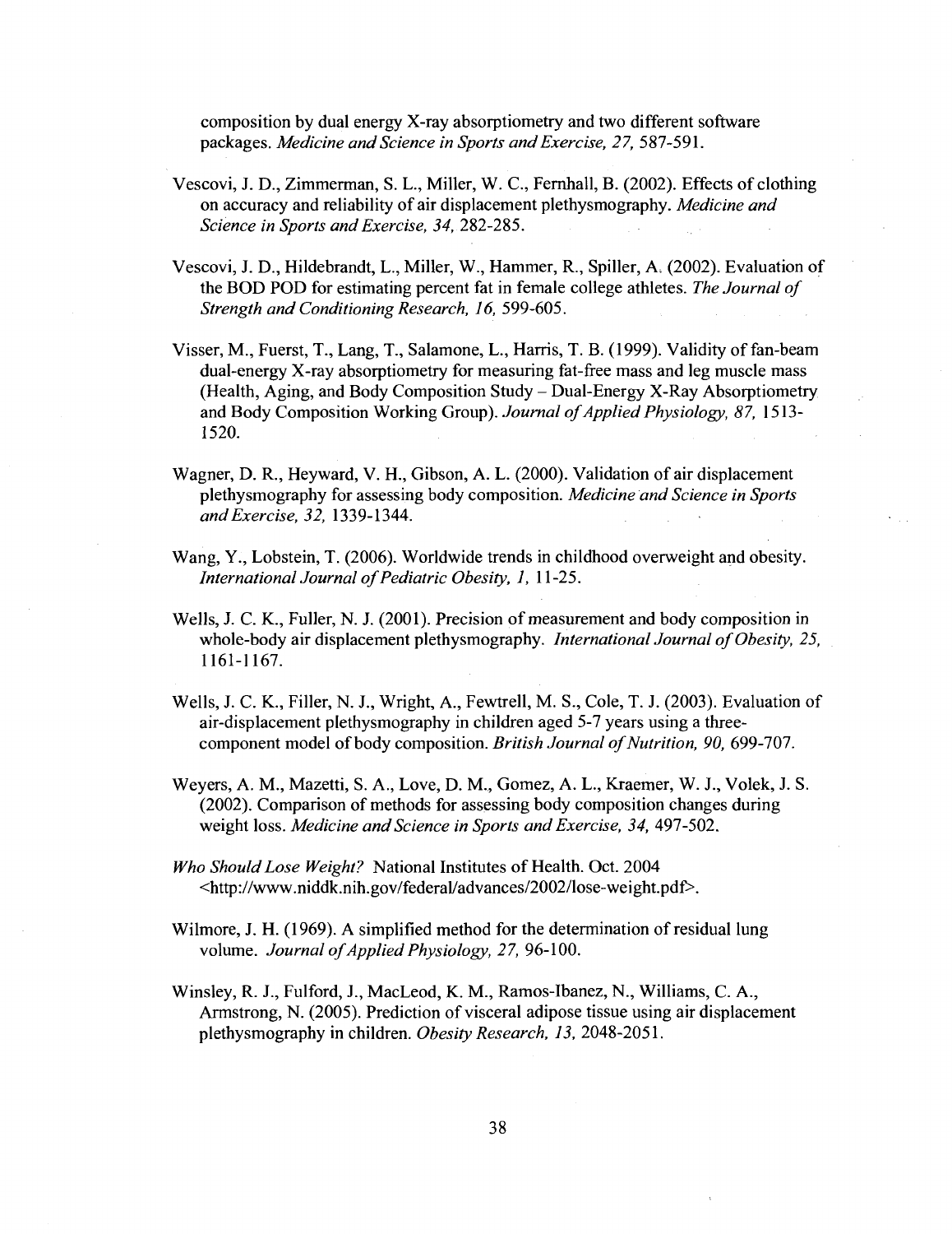composition by dual energy X-ray absorptiometry and two different software packages. *Medicine and Science in Sports and Exercise, 27,* 587-591.

Vescovi, J. D., Zimmerman, S. L., Miller, W. C., Fernhall, B. (2002). Effects of clothing on accuracy and reliability of air displacement plethysmography. *Medicine and Science in Sports and Exercise, 34,* 282-285.

Vescovi, J. D., Hildebrandt, L., Miller, W., Hammer, R., Spiller, A. (2002). Evaluation of the BOD POD for estimating percent fat in female college athletes. *The Journal of Strength and Conditioning Research, 16,* 599-605.

Visser, M., Fuerst, T., Lang, T., Salamone, L., Harris, T. B. (1999). Validity of fan-beam dual-energy X-ray absorptiometry for measuring fat-free mass and leg muscle mass (Health, Aging, and Body Composition Study – Dual-Energy X-Ray Absorptiometry and Body Composition Working Group). *Journal of Applied Physiology, 87,* 1513-1520.

Wagner, D. R., Heyward, V. H., Gibson, A. L. (2000). Validation of air displacement plethysmography for assessing body composition. *Medicine and Science in Sports and Exercise, 32,* 1339-1344.

Wang, Y., Lobstein, T. (2006). Worldwide trends in childhood overweight and obesity. *International Journal of Pediatric Obesity, 1,* 11-25.

Wells, J. C. K., Fuller, N. J. (2001). Precision of measurement and body composition in whole-body air displacement plethysmography. *International Journal of Obesity, 25,* 1161-1167.

Wells, J. C. K., Filler, N. J., Wright, A., Fewtrell, M. S., Cole, T. J. (2003). Evaluation of air-displacement plethysmography in children aged 5-7 years using a three-component model of body composition. *British Journal of Nutrition, 90,* 699-707.

Weyers, A. M., Mazetti, S. A., Love, D. M., Gomez, A. L., Kraemer, W. J., Volek, J. S. (2002). Comparison of methods for assessing body composition changes during weight loss. *Medicine and Science in Sports and Exercise, 34,* 497-502.

*Who Should Lose Weight?* National Institutes of Health. Oct. 2004 <http://www.niddk.nih.gov/federal/advances/2002/lose-weight.pdf>.

Wilmore, J. H. (1969). A simplified method for the determination of residual lung volume. *Journal of Applied Physiology, 27,* 96-100.

Winsley, R. J., Fulford, J., MacLeod, K. M., Ramos-Ibanez, N., Williams, C. A., Armstrong, N. (2005). Prediction of visceral adipose tissue using air displacement plethysmography in children. *Obesity Research, 13,* 2048-2051.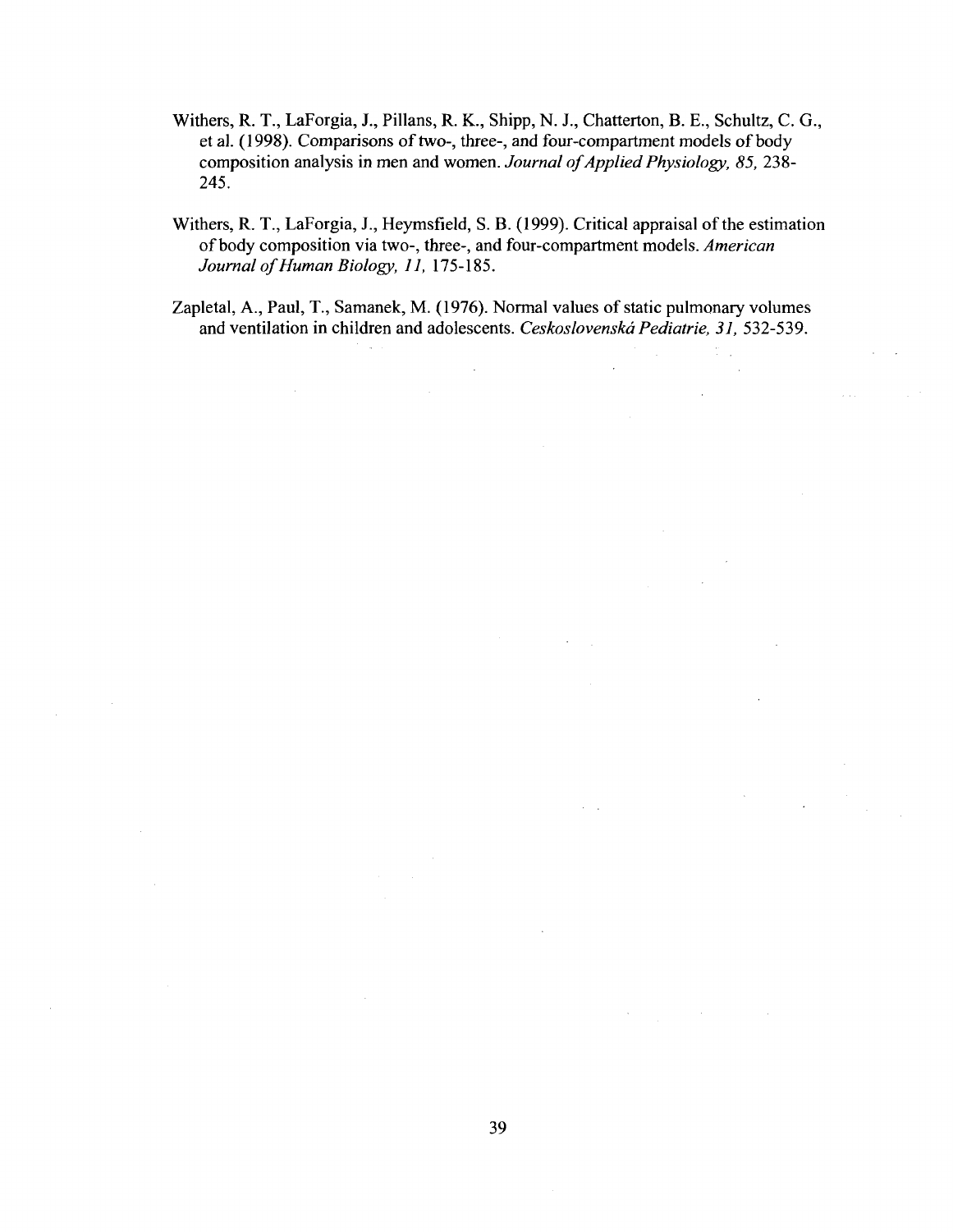Withers, R. T., LaForgia, J., Pillans, R. K., Shipp, N. J., Chatterton, B. E., Schultz, C. G., et al. (1998). Comparisons of two-, three-, and four-compartment models of body composition analysis in men and women. *Journal of Applied Physiology, 85,* 238-245.

Withers, R. T., LaForgia, J., Heymsfield, S. B. (1999). Critical appraisal of the estimation of body composition via two-, three-, and four-compartment models. *American Journal of Human Biology, 11,* 175-185.

Zapletal, A., Paul, T., Samanek, M. (1976). Normal values of static pulmonary volumes and ventilation in children and adolescents. *Ceskoslovenská Pediatrie, 31,* 532-539.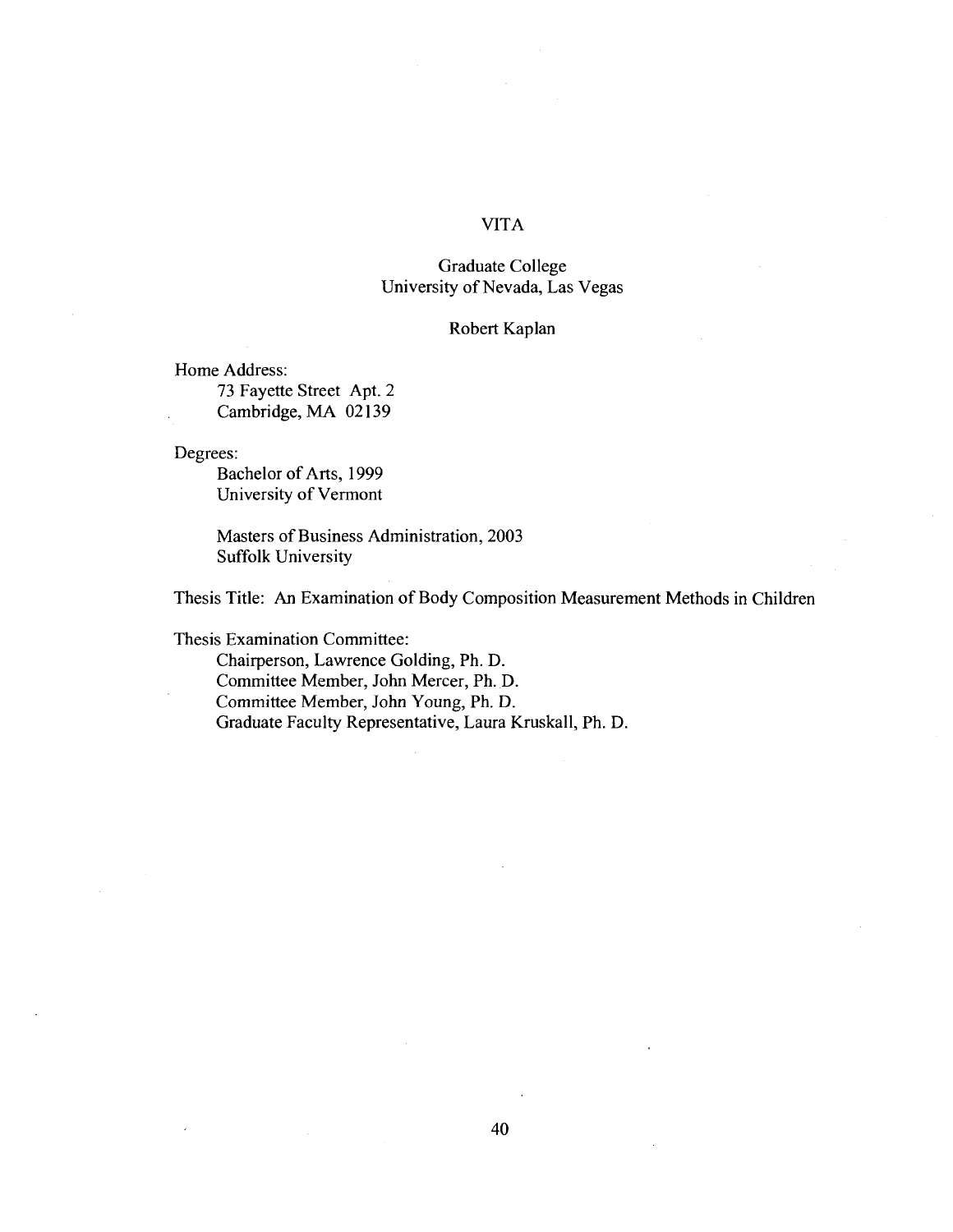# VITA

Graduate College
University of Nevada, Las Vegas

Robert Kaplan

Home Address:
73 Fayette Street Apt. 2
Cambridge, MA 02139

Degrees:
Bachelor of Arts, 1999
University of Vermont

Masters of Business Administration, 2003
Suffolk University

Thesis Title: An Examination of Body Composition Measurement Methods in Children

Thesis Examination Committee:
Chairperson, Lawrence Golding, Ph. D.
Committee Member, John Mercer, Ph. D.
Committee Member, John Young, Ph. D.
Graduate Faculty Representative, Laura Kruskall, Ph. D.